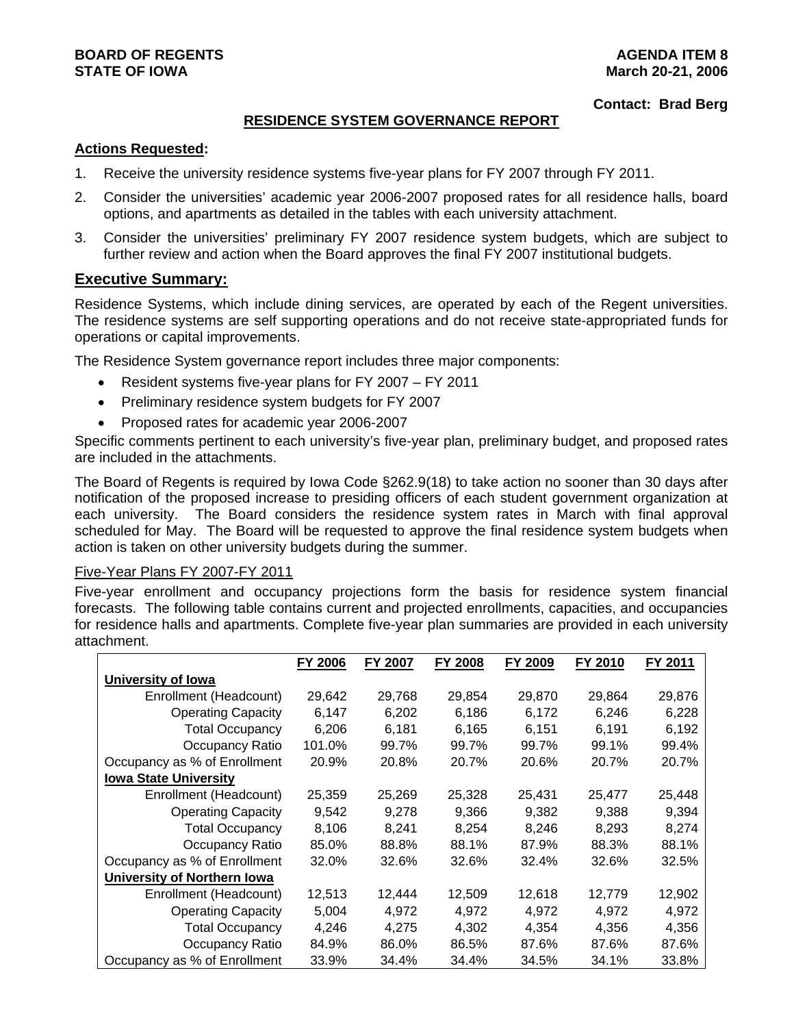**BOARD OF REGENTS**
**STATE OF IOWA**

**AGENDA ITEM 8**
**March 20-21, 2006**

**Contact: Brad Berg**

## RESIDENCE SYSTEM GOVERNANCE REPORT

**Actions Requested:**

1. Receive the university residence systems five-year plans for FY 2007 through FY 2011.
2. Consider the universities' academic year 2006-2007 proposed rates for all residence halls, board options, and apartments as detailed in the tables with each university attachment.
3. Consider the universities' preliminary FY 2007 residence system budgets, which are subject to further review and action when the Board approves the final FY 2007 institutional budgets.

## Executive Summary:

Residence Systems, which include dining services, are operated by each of the Regent universities. The residence systems are self supporting operations and do not receive state-appropriated funds for operations or capital improvements.

The Residence System governance report includes three major components:

- Resident systems five-year plans for FY 2007 – FY 2011
- Preliminary residence system budgets for FY 2007
- Proposed rates for academic year 2006-2007

Specific comments pertinent to each university's five-year plan, preliminary budget, and proposed rates are included in the attachments.

The Board of Regents is required by Iowa Code §262.9(18) to take action no sooner than 30 days after notification of the proposed increase to presiding officers of each student government organization at each university. The Board considers the residence system rates in March with final approval scheduled for May. The Board will be requested to approve the final residence system budgets when action is taken on other university budgets during the summer.

### Five-Year Plans FY 2007-FY 2011

Five-year enrollment and occupancy projections form the basis for residence system financial forecasts. The following table contains current and projected enrollments, capacities, and occupancies for residence halls and apartments. Complete five-year plan summaries are provided in each university attachment.

| | FY 2006 | FY 2007 | FY 2008 | FY 2009 | FY 2010 | FY 2011 |
|---|---|---|---|---|---|---|
| **University of Iowa** | | | | | | |
| Enrollment (Headcount) | 29,642 | 29,768 | 29,854 | 29,870 | 29,864 | 29,876 |
| Operating Capacity | 6,147 | 6,202 | 6,186 | 6,172 | 6,246 | 6,228 |
| Total Occupancy | 6,206 | 6,181 | 6,165 | 6,151 | 6,191 | 6,192 |
| Occupancy Ratio | 101.0% | 99.7% | 99.7% | 99.7% | 99.1% | 99.4% |
| Occupancy as % of Enrollment | 20.9% | 20.8% | 20.7% | 20.6% | 20.7% | 20.7% |
| **Iowa State University** | | | | | | |
| Enrollment (Headcount) | 25,359 | 25,269 | 25,328 | 25,431 | 25,477 | 25,448 |
| Operating Capacity | 9,542 | 9,278 | 9,366 | 9,382 | 9,388 | 9,394 |
| Total Occupancy | 8,106 | 8,241 | 8,254 | 8,246 | 8,293 | 8,274 |
| Occupancy Ratio | 85.0% | 88.8% | 88.1% | 87.9% | 88.3% | 88.1% |
| Occupancy as % of Enrollment | 32.0% | 32.6% | 32.6% | 32.4% | 32.6% | 32.5% |
| **University of Northern Iowa** | | | | | | |
| Enrollment (Headcount) | 12,513 | 12,444 | 12,509 | 12,618 | 12,779 | 12,902 |
| Operating Capacity | 5,004 | 4,972 | 4,972 | 4,972 | 4,972 | 4,972 |
| Total Occupancy | 4,246 | 4,275 | 4,302 | 4,354 | 4,356 | 4,356 |
| Occupancy Ratio | 84.9% | 86.0% | 86.5% | 87.6% | 87.6% | 87.6% |
| Occupancy as % of Enrollment | 33.9% | 34.4% | 34.4% | 34.5% | 34.1% | 33.8% |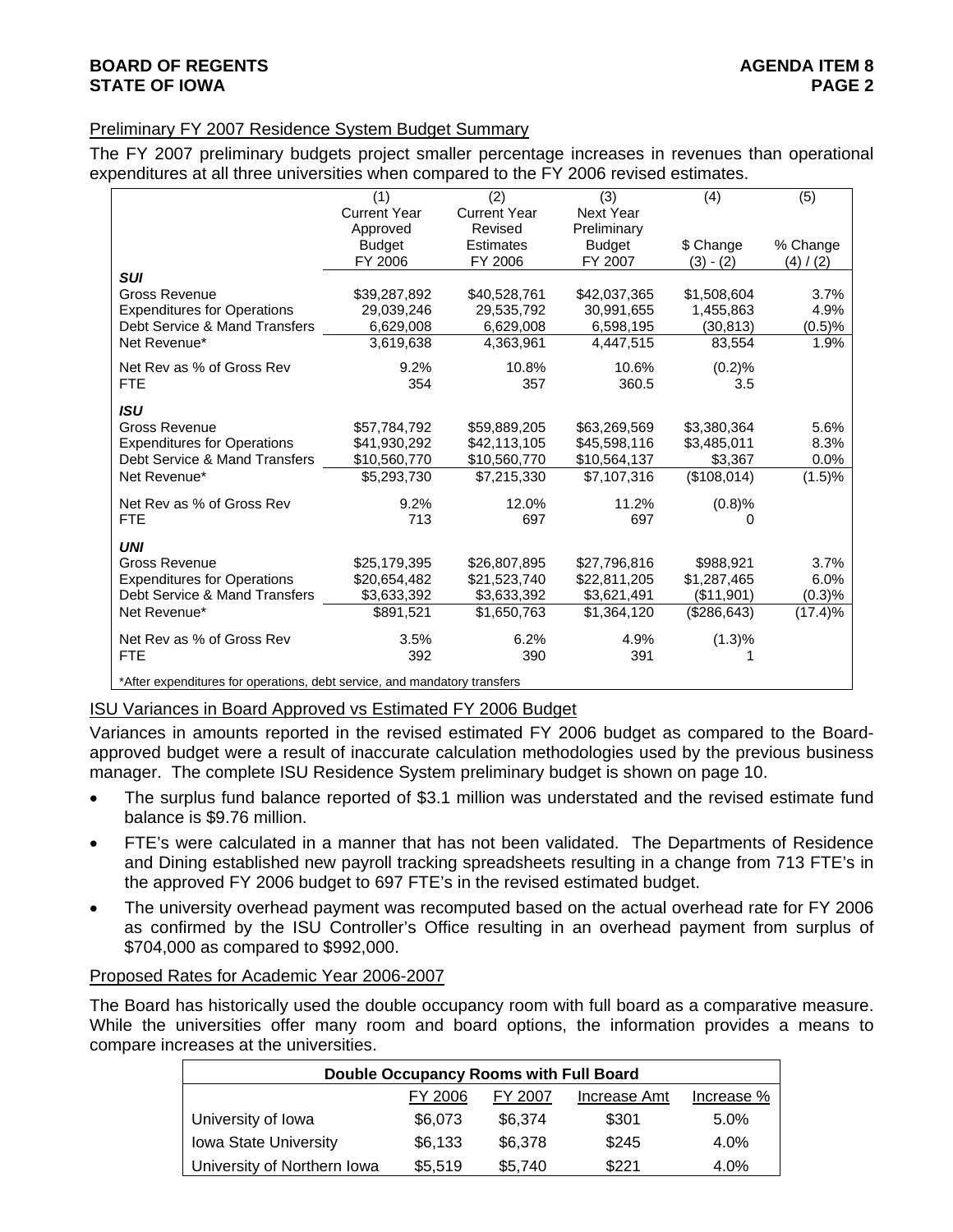## Preliminary FY 2007 Residence System Budget Summary

The FY 2007 preliminary budgets project smaller percentage increases in revenues than operational expenditures at all three universities when compared to the FY 2006 revised estimates.

| | (1) Current Year Approved Budget FY 2006 | (2) Current Year Revised Estimates FY 2006 | (3) Next Year Preliminary Budget FY 2007 | (4) $ Change (3) - (2) | (5) % Change (4) / (2) |
|---|---|---|---|---|---|
| ***SUI*** | | | | | |
| Gross Revenue | $39,287,892 | $40,528,761 | $42,037,365 | $1,508,604 | 3.7% |
| Expenditures for Operations | 29,039,246 | 29,535,792 | 30,991,655 | 1,455,863 | 4.9% |
| Debt Service & Mand Transfers | 6,629,008 | 6,629,008 | 6,598,195 | (30,813) | (0.5)% |
| Net Revenue* | 3,619,638 | 4,363,961 | 4,447,515 | 83,554 | 1.9% |
| Net Rev as % of Gross Rev | 9.2% | 10.8% | 10.6% | (0.2)% | |
| FTE | 354 | 357 | 360.5 | 3.5 | |
| ***ISU*** | | | | | |
| Gross Revenue | $57,784,792 | $59,889,205 | $63,269,569 | $3,380,364 | 5.6% |
| Expenditures for Operations | $41,930,292 | $42,113,105 | $45,598,116 | $3,485,011 | 8.3% |
| Debt Service & Mand Transfers | $10,560,770 | $10,560,770 | $10,564,137 | $3,367 | 0.0% |
| Net Revenue* | $5,293,730 | $7,215,330 | $7,107,316 | ($108,014) | (1.5)% |
| Net Rev as % of Gross Rev | 9.2% | 12.0% | 11.2% | (0.8)% | |
| FTE | 713 | 697 | 697 | 0 | |
| ***UNI*** | | | | | |
| Gross Revenue | $25,179,395 | $26,807,895 | $27,796,816 | $988,921 | 3.7% |
| Expenditures for Operations | $20,654,482 | $21,523,740 | $22,811,205 | $1,287,465 | 6.0% |
| Debt Service & Mand Transfers | $3,633,392 | $3,633,392 | $3,621,491 | ($11,901) | (0.3)% |
| Net Revenue* | $891,521 | $1,650,763 | $1,364,120 | ($286,643) | (17.4)% |
| Net Rev as % of Gross Rev | 3.5% | 6.2% | 4.9% | (1.3)% | |
| FTE | 392 | 390 | 391 | 1 | |

*After expenditures for operations, debt service, and mandatory transfers

## ISU Variances in Board Approved vs Estimated FY 2006 Budget

Variances in amounts reported in the revised estimated FY 2006 budget as compared to the Board-approved budget were a result of inaccurate calculation methodologies used by the previous business manager. The complete ISU Residence System preliminary budget is shown on page 10.

- The surplus fund balance reported of $3.1 million was understated and the revised estimate fund balance is $9.76 million.
- FTE's were calculated in a manner that has not been validated. The Departments of Residence and Dining established new payroll tracking spreadsheets resulting in a change from 713 FTE's in the approved FY 2006 budget to 697 FTE's in the revised estimated budget.
- The university overhead payment was recomputed based on the actual overhead rate for FY 2006 as confirmed by the ISU Controller's Office resulting in an overhead payment from surplus of $704,000 as compared to $992,000.

## Proposed Rates for Academic Year 2006-2007

The Board has historically used the double occupancy room with full board as a comparative measure. While the universities offer many room and board options, the information provides a means to compare increases at the universities.

| Double Occupancy Rooms with Full Board | | | | |
|---|---|---|---|---|
| | FY 2006 | FY 2007 | Increase Amt | Increase % |
| University of Iowa | $6,073 | $6,374 | $301 | 5.0% |
| Iowa State University | $6,133 | $6,378 | $245 | 4.0% |
| University of Northern Iowa | $5,519 | $5,740 | $221 | 4.0% |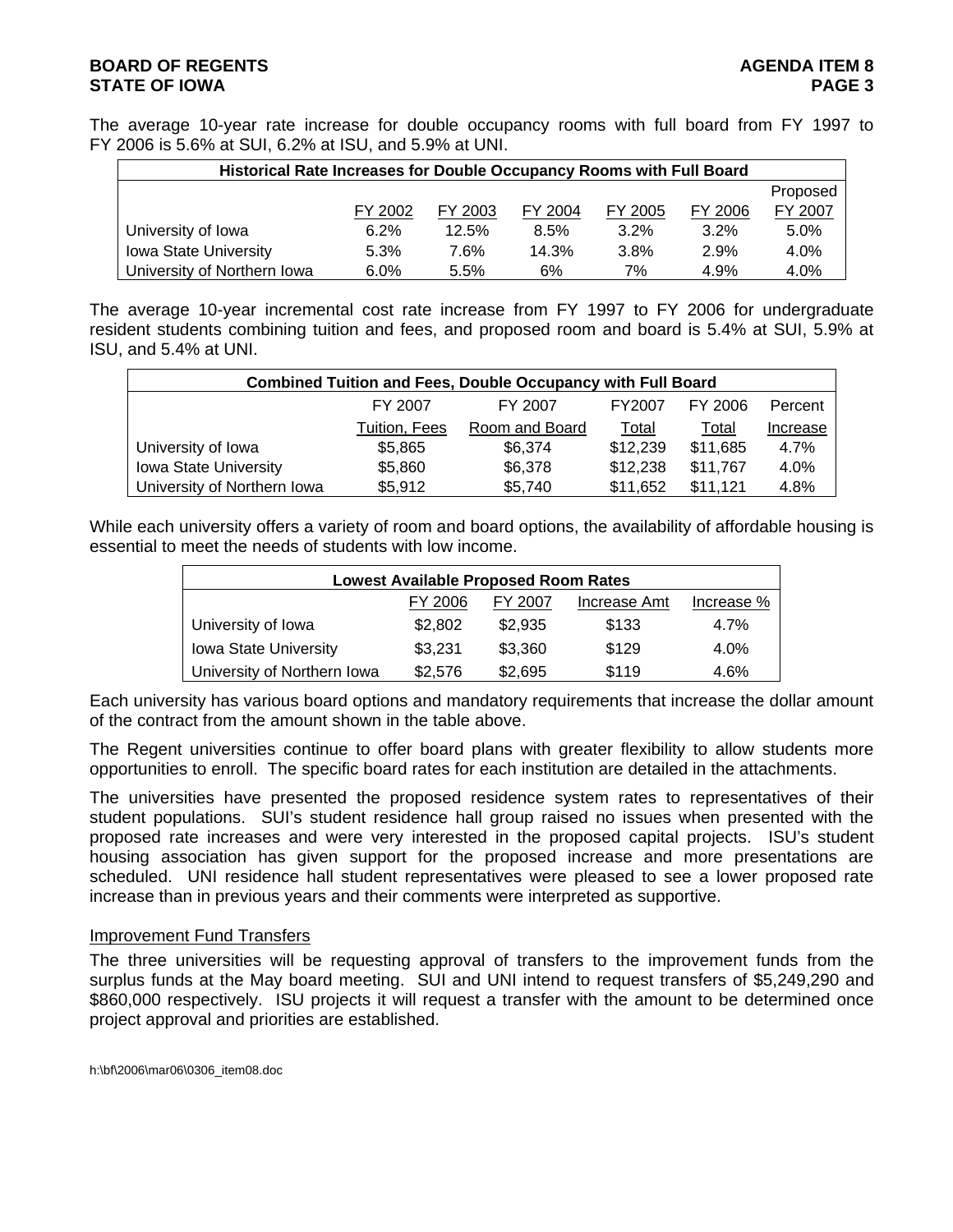The average 10-year rate increase for double occupancy rooms with full board from FY 1997 to FY 2006 is 5.6% at SUI, 6.2% at ISU, and 5.9% at UNI.

| Historical Rate Increases for Double Occupancy Rooms with Full Board | | | | | | |
|---|---|---|---|---|---|---|
| | FY 2002 | FY 2003 | FY 2004 | FY 2005 | FY 2006 | Proposed FY 2007 |
| University of Iowa | 6.2% | 12.5% | 8.5% | 3.2% | 3.2% | 5.0% |
| Iowa State University | 5.3% | 7.6% | 14.3% | 3.8% | 2.9% | 4.0% |
| University of Northern Iowa | 6.0% | 5.5% | 6% | 7% | 4.9% | 4.0% |

The average 10-year incremental cost rate increase from FY 1997 to FY 2006 for undergraduate resident students combining tuition and fees, and proposed room and board is 5.4% at SUI, 5.9% at ISU, and 5.4% at UNI.

| Combined Tuition and Fees, Double Occupancy with Full Board | | | | | |
|---|---|---|---|---|---|
| | FY 2007 Tuition, Fees | FY 2007 Room and Board | FY2007 Total | FY 2006 Total | Percent Increase |
| University of Iowa | $5,865 | $6,374 | $12,239 | $11,685 | 4.7% |
| Iowa State University | $5,860 | $6,378 | $12,238 | $11,767 | 4.0% |
| University of Northern Iowa | $5,912 | $5,740 | $11,652 | $11,121 | 4.8% |

While each university offers a variety of room and board options, the availability of affordable housing is essential to meet the needs of students with low income.

| Lowest Available Proposed Room Rates | | | | |
|---|---|---|---|---|
| | FY 2006 | FY 2007 | Increase Amt | Increase % |
| University of Iowa | $2,802 | $2,935 | $133 | 4.7% |
| Iowa State University | $3,231 | $3,360 | $129 | 4.0% |
| University of Northern Iowa | $2,576 | $2,695 | $119 | 4.6% |

Each university has various board options and mandatory requirements that increase the dollar amount of the contract from the amount shown in the table above.

The Regent universities continue to offer board plans with greater flexibility to allow students more opportunities to enroll. The specific board rates for each institution are detailed in the attachments.

The universities have presented the proposed residence system rates to representatives of their student populations. SUI's student residence hall group raised no issues when presented with the proposed rate increases and were very interested in the proposed capital projects. ISU's student housing association has given support for the proposed increase and more presentations are scheduled. UNI residence hall student representatives were pleased to see a lower proposed rate increase than in previous years and their comments were interpreted as supportive.

## Improvement Fund Transfers

The three universities will be requesting approval of transfers to the improvement funds from the surplus funds at the May board meeting. SUI and UNI intend to request transfers of $5,249,290 and $860,000 respectively. ISU projects it will request a transfer with the amount to be determined once project approval and priorities are established.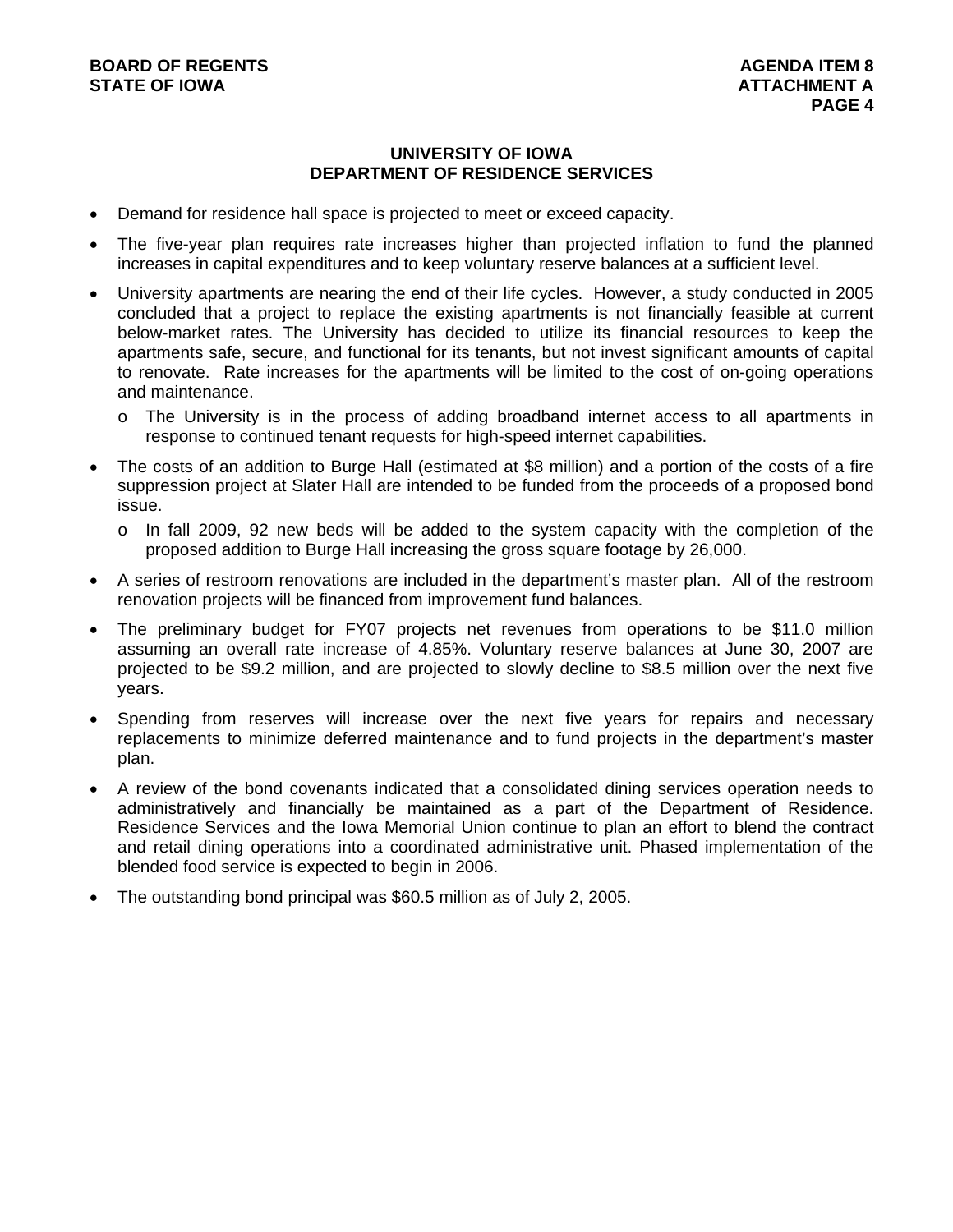## UNIVERSITY OF IOWA
## DEPARTMENT OF RESIDENCE SERVICES

- Demand for residence hall space is projected to meet or exceed capacity.
- The five-year plan requires rate increases higher than projected inflation to fund the planned increases in capital expenditures and to keep voluntary reserve balances at a sufficient level.
- University apartments are nearing the end of their life cycles. However, a study conducted in 2005 concluded that a project to replace the existing apartments is not financially feasible at current below-market rates. The University has decided to utilize its financial resources to keep the apartments safe, secure, and functional for its tenants, but not invest significant amounts of capital to renovate. Rate increases for the apartments will be limited to the cost of on-going operations and maintenance.
  - The University is in the process of adding broadband internet access to all apartments in response to continued tenant requests for high-speed internet capabilities.
- The costs of an addition to Burge Hall (estimated at $8 million) and a portion of the costs of a fire suppression project at Slater Hall are intended to be funded from the proceeds of a proposed bond issue.
  - In fall 2009, 92 new beds will be added to the system capacity with the completion of the proposed addition to Burge Hall increasing the gross square footage by 26,000.
- A series of restroom renovations are included in the department's master plan. All of the restroom renovation projects will be financed from improvement fund balances.
- The preliminary budget for FY07 projects net revenues from operations to be $11.0 million assuming an overall rate increase of 4.85%. Voluntary reserve balances at June 30, 2007 are projected to be $9.2 million, and are projected to slowly decline to $8.5 million over the next five years.
- Spending from reserves will increase over the next five years for repairs and necessary replacements to minimize deferred maintenance and to fund projects in the department's master plan.
- A review of the bond covenants indicated that a consolidated dining services operation needs to administratively and financially be maintained as a part of the Department of Residence. Residence Services and the Iowa Memorial Union continue to plan an effort to blend the contract and retail dining operations into a coordinated administrative unit. Phased implementation of the blended food service is expected to begin in 2006.
- The outstanding bond principal was $60.5 million as of July 2, 2005.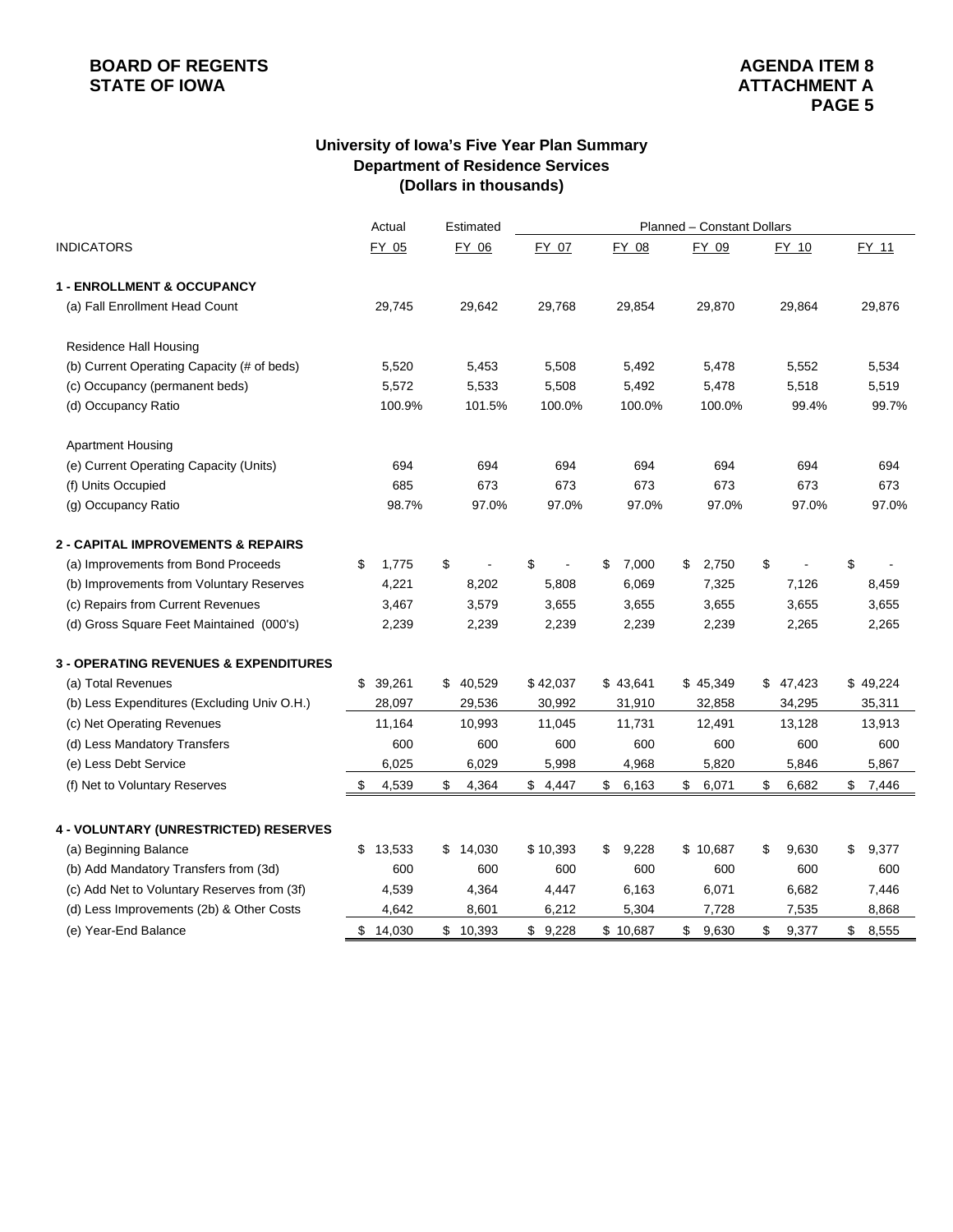**BOARD OF REGENTS**
**STATE OF IOWA**

**AGENDA ITEM 8**
**ATTACHMENT A**
**PAGE 5**

## University of Iowa's Five Year Plan Summary
## Department of Residence Services
## (Dollars in thousands)

| INDICATORS | Actual FY 05 | Estimated FY 06 | Planned – Constant Dollars FY 07 | FY 08 | FY 09 | FY 10 | FY 11 |
|---|---|---|---|---|---|---|---|
| **1 - ENROLLMENT & OCCUPANCY** | | | | | | | |
| (a) Fall Enrollment Head Count | 29,745 | 29,642 | 29,768 | 29,854 | 29,870 | 29,864 | 29,876 |
| Residence Hall Housing | | | | | | | |
| (b) Current Operating Capacity (# of beds) | 5,520 | 5,453 | 5,508 | 5,492 | 5,478 | 5,552 | 5,534 |
| (c) Occupancy (permanent beds) | 5,572 | 5,533 | 5,508 | 5,492 | 5,478 | 5,518 | 5,519 |
| (d) Occupancy Ratio | 100.9% | 101.5% | 100.0% | 100.0% | 100.0% | 99.4% | 99.7% |
| Apartment Housing | | | | | | | |
| (e) Current Operating Capacity (Units) | 694 | 694 | 694 | 694 | 694 | 694 | 694 |
| (f) Units Occupied | 685 | 673 | 673 | 673 | 673 | 673 | 673 |
| (g) Occupancy Ratio | 98.7% | 97.0% | 97.0% | 97.0% | 97.0% | 97.0% | 97.0% |
| **2 - CAPITAL IMPROVEMENTS & REPAIRS** | | | | | | | |
| (a) Improvements from Bond Proceeds | $ 1,775 | $ - | $ - | $ 7,000 | $ 2,750 | $ - | $ - |
| (b) Improvements from Voluntary Reserves | 4,221 | 8,202 | 5,808 | 6,069 | 7,325 | 7,126 | 8,459 |
| (c) Repairs from Current Revenues | 3,467 | 3,579 | 3,655 | 3,655 | 3,655 | 3,655 | 3,655 |
| (d) Gross Square Feet Maintained (000's) | 2,239 | 2,239 | 2,239 | 2,239 | 2,239 | 2,265 | 2,265 |
| **3 - OPERATING REVENUES & EXPENDITURES** | | | | | | | |
| (a) Total Revenues | $ 39,261 | $ 40,529 | $ 42,037 | $ 43,641 | $ 45,349 | $ 47,423 | $ 49,224 |
| (b) Less Expenditures (Excluding Univ O.H.) | 28,097 | 29,536 | 30,992 | 31,910 | 32,858 | 34,295 | 35,311 |
| (c) Net Operating Revenues | 11,164 | 10,993 | 11,045 | 11,731 | 12,491 | 13,128 | 13,913 |
| (d) Less Mandatory Transfers | 600 | 600 | 600 | 600 | 600 | 600 | 600 |
| (e) Less Debt Service | 6,025 | 6,029 | 5,998 | 4,968 | 5,820 | 5,846 | 5,867 |
| (f) Net to Voluntary Reserves | $ 4,539 | $ 4,364 | $ 4,447 | $ 6,163 | $ 6,071 | $ 6,682 | $ 7,446 |
| **4 - VOLUNTARY (UNRESTRICTED) RESERVES** | | | | | | | |
| (a) Beginning Balance | $ 13,533 | $ 14,030 | $ 10,393 | $ 9,228 | $ 10,687 | $ 9,630 | $ 9,377 |
| (b) Add Mandatory Transfers from (3d) | 600 | 600 | 600 | 600 | 600 | 600 | 600 |
| (c) Add Net to Voluntary Reserves from (3f) | 4,539 | 4,364 | 4,447 | 6,163 | 6,071 | 6,682 | 7,446 |
| (d) Less Improvements (2b) & Other Costs | 4,642 | 8,601 | 6,212 | 5,304 | 7,728 | 7,535 | 8,868 |
| (e) Year-End Balance | $ 14,030 | $ 10,393 | $ 9,228 | $ 10,687 | $ 9,630 | $ 9,377 | $ 8,555 |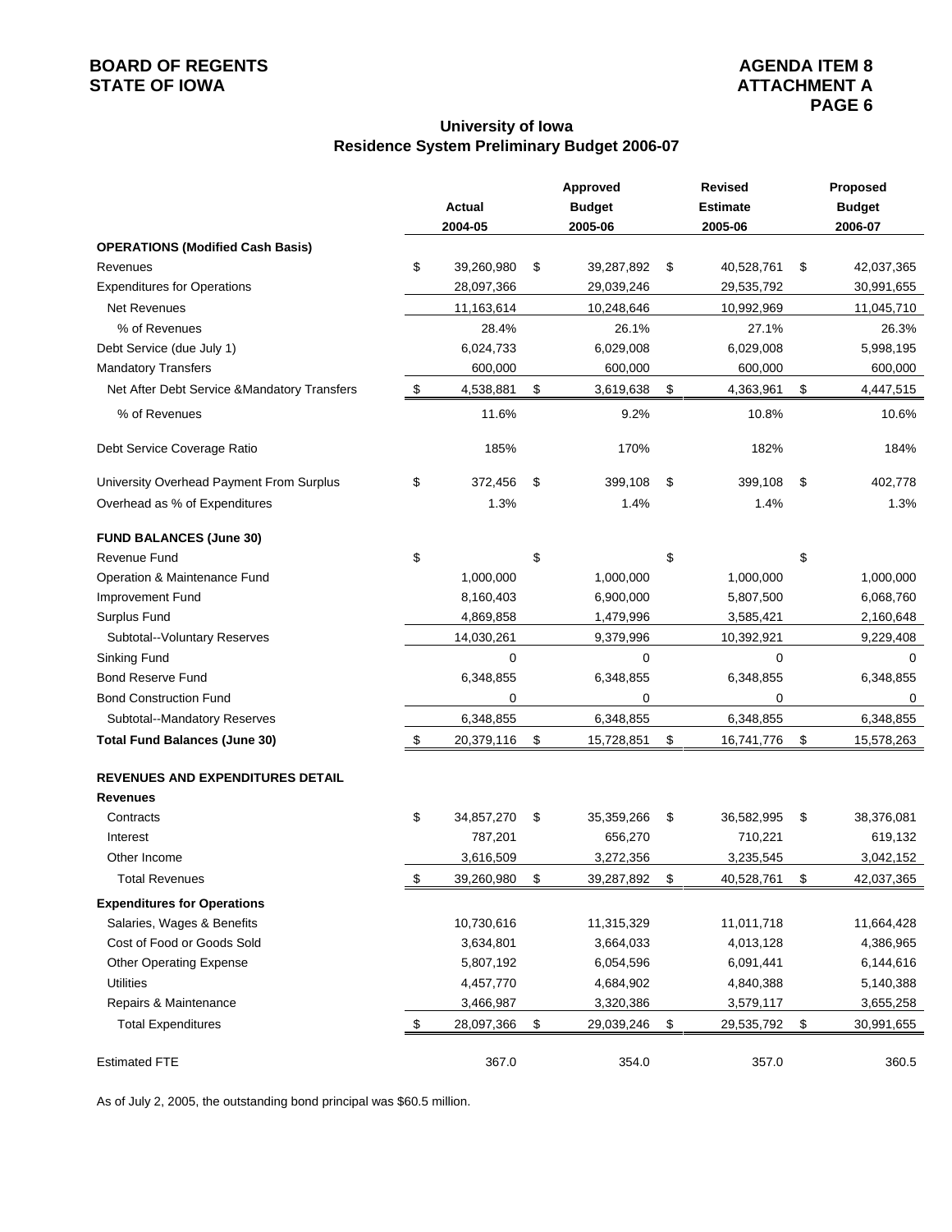BOARD OF REGENTS
STATE OF IOWA

AGENDA ITEM 8
ATTACHMENT A
PAGE 6

## University of Iowa
## Residence System Preliminary Budget 2006-07

| | Actual 2004-05 | Approved Budget 2005-06 | Revised Estimate 2005-06 | Proposed Budget 2006-07 |
|---|---|---|---|---|
| **OPERATIONS (Modified Cash Basis)** | | | | |
| Revenues | $ 39,260,980 | $ 39,287,892 | $ 40,528,761 | $ 42,037,365 |
| Expenditures for Operations | 28,097,366 | 29,039,246 | 29,535,792 | 30,991,655 |
| Net Revenues | 11,163,614 | 10,248,646 | 10,992,969 | 11,045,710 |
| % of Revenues | 28.4% | 26.1% | 27.1% | 26.3% |
| Debt Service (due July 1) | 6,024,733 | 6,029,008 | 6,029,008 | 5,998,195 |
| Mandatory Transfers | 600,000 | 600,000 | 600,000 | 600,000 |
| Net After Debt Service &Mandatory Transfers | $ 4,538,881 | $ 3,619,638 | $ 4,363,961 | $ 4,447,515 |
| % of Revenues | 11.6% | 9.2% | 10.8% | 10.6% |
| Debt Service Coverage Ratio | 185% | 170% | 182% | 184% |
| University Overhead Payment From Surplus | $ 372,456 | $ 399,108 | $ 399,108 | $ 402,778 |
| Overhead as % of Expenditures | 1.3% | 1.4% | 1.4% | 1.3% |
| **FUND BALANCES (June 30)** | | | | |
| Revenue Fund | $ | $ | $ | $ |
| Operation & Maintenance Fund | 1,000,000 | 1,000,000 | 1,000,000 | 1,000,000 |
| Improvement Fund | 8,160,403 | 6,900,000 | 5,807,500 | 6,068,760 |
| Surplus Fund | 4,869,858 | 1,479,996 | 3,585,421 | 2,160,648 |
| Subtotal--Voluntary Reserves | 14,030,261 | 9,379,996 | 10,392,921 | 9,229,408 |
| Sinking Fund | 0 | 0 | 0 | 0 |
| Bond Reserve Fund | 6,348,855 | 6,348,855 | 6,348,855 | 6,348,855 |
| Bond Construction Fund | 0 | 0 | 0 | 0 |
| Subtotal--Mandatory Reserves | 6,348,855 | 6,348,855 | 6,348,855 | 6,348,855 |
| **Total Fund Balances (June 30)** | $ 20,379,116 | $ 15,728,851 | $ 16,741,776 | $ 15,578,263 |
| **REVENUES AND EXPENDITURES DETAIL** | | | | |
| **Revenues** | | | | |
| Contracts | $ 34,857,270 | $ 35,359,266 | $ 36,582,995 | $ 38,376,081 |
| Interest | 787,201 | 656,270 | 710,221 | 619,132 |
| Other Income | 3,616,509 | 3,272,356 | 3,235,545 | 3,042,152 |
| Total Revenues | $ 39,260,980 | $ 39,287,892 | $ 40,528,761 | $ 42,037,365 |
| **Expenditures for Operations** | | | | |
| Salaries, Wages & Benefits | 10,730,616 | 11,315,329 | 11,011,718 | 11,664,428 |
| Cost of Food or Goods Sold | 3,634,801 | 3,664,033 | 4,013,128 | 4,386,965 |
| Other Operating Expense | 5,807,192 | 6,054,596 | 6,091,441 | 6,144,616 |
| Utilities | 4,457,770 | 4,684,902 | 4,840,388 | 5,140,388 |
| Repairs & Maintenance | 3,466,987 | 3,320,386 | 3,579,117 | 3,655,258 |
| Total Expenditures | $ 28,097,366 | $ 29,039,246 | $ 29,535,792 | $ 30,991,655 |
| Estimated FTE | 367.0 | 354.0 | 357.0 | 360.5 |

As of July 2, 2005, the outstanding bond principal was $60.5 million.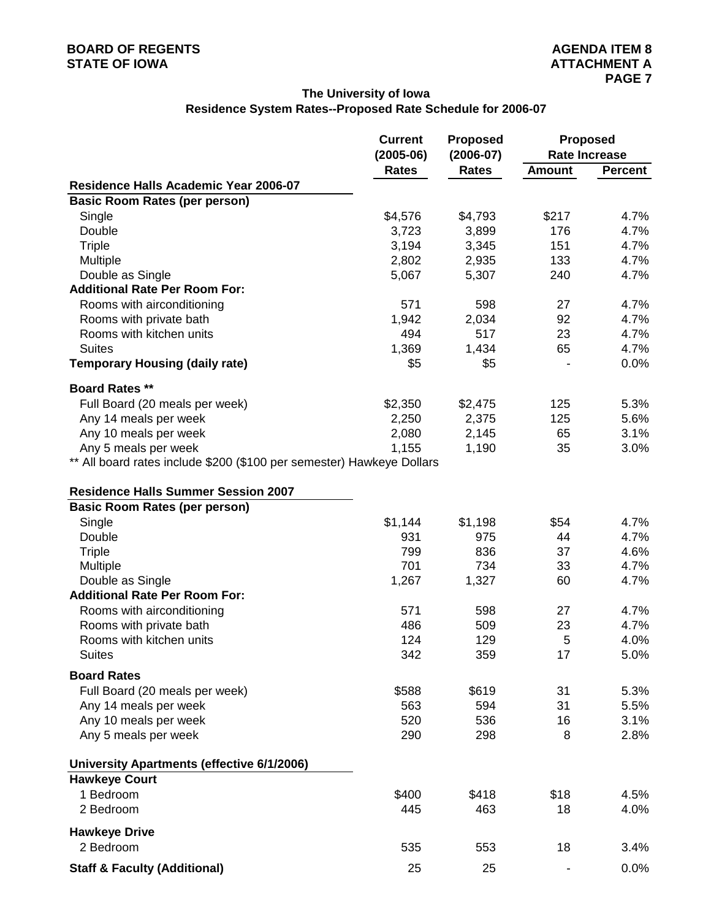BOARD OF REGENTS
STATE OF IOWA

AGENDA ITEM 8
ATTACHMENT A

## The University of Iowa
## Residence System Rates--Proposed Rate Schedule for 2006-07

| | Current (2005-06) Rates | Proposed (2006-07) Rates | Proposed Rate Increase | |
|---|---|---|---|---|
| | | | Amount | Percent |
| **Residence Halls Academic Year 2006-07** | | | | |
| **Basic Room Rates (per person)** | | | | |
| Single | $4,576 | $4,793 | $217 | 4.7% |
| Double | 3,723 | 3,899 | 176 | 4.7% |
| Triple | 3,194 | 3,345 | 151 | 4.7% |
| Multiple | 2,802 | 2,935 | 133 | 4.7% |
| Double as Single | 5,067 | 5,307 | 240 | 4.7% |
| **Additional Rate Per Room For:** | | | | |
| Rooms with airconditioning | 571 | 598 | 27 | 4.7% |
| Rooms with private bath | 1,942 | 2,034 | 92 | 4.7% |
| Rooms with kitchen units | 494 | 517 | 23 | 4.7% |
| Suites | 1,369 | 1,434 | 65 | 4.7% |
| **Temporary Housing (daily rate)** | $5 | $5 | - | 0.0% |
| **Board Rates \*\*** | | | | |
| Full Board (20 meals per week) | $2,350 | $2,475 | 125 | 5.3% |
| Any 14 meals per week | 2,250 | 2,375 | 125 | 5.6% |
| Any 10 meals per week | 2,080 | 2,145 | 65 | 3.1% |
| Any 5 meals per week | 1,155 | 1,190 | 35 | 3.0% |
| ** All board rates include $200 ($100 per semester) Hawkeye Dollars | | | | |
| **Residence Halls Summer Session 2007** | | | | |
| **Basic Room Rates (per person)** | | | | |
| Single | $1,144 | $1,198 | $54 | 4.7% |
| Double | 931 | 975 | 44 | 4.7% |
| Triple | 799 | 836 | 37 | 4.6% |
| Multiple | 701 | 734 | 33 | 4.7% |
| Double as Single | 1,267 | 1,327 | 60 | 4.7% |
| **Additional Rate Per Room For:** | | | | |
| Rooms with airconditioning | 571 | 598 | 27 | 4.7% |
| Rooms with private bath | 486 | 509 | 23 | 4.7% |
| Rooms with kitchen units | 124 | 129 | 5 | 4.0% |
| Suites | 342 | 359 | 17 | 5.0% |
| **Board Rates** | | | | |
| Full Board (20 meals per week) | $588 | $619 | 31 | 5.3% |
| Any 14 meals per week | 563 | 594 | 31 | 5.5% |
| Any 10 meals per week | 520 | 536 | 16 | 3.1% |
| Any 5 meals per week | 290 | 298 | 8 | 2.8% |
| **University Apartments (effective 6/1/2006)** | | | | |
| **Hawkeye Court** | | | | |
| 1 Bedroom | $400 | $418 | $18 | 4.5% |
| 2 Bedroom | 445 | 463 | 18 | 4.0% |
| **Hawkeye Drive** | | | | |
| 2 Bedroom | 535 | 553 | 18 | 3.4% |
| **Staff & Faculty (Additional)** | 25 | 25 | - | 0.0% |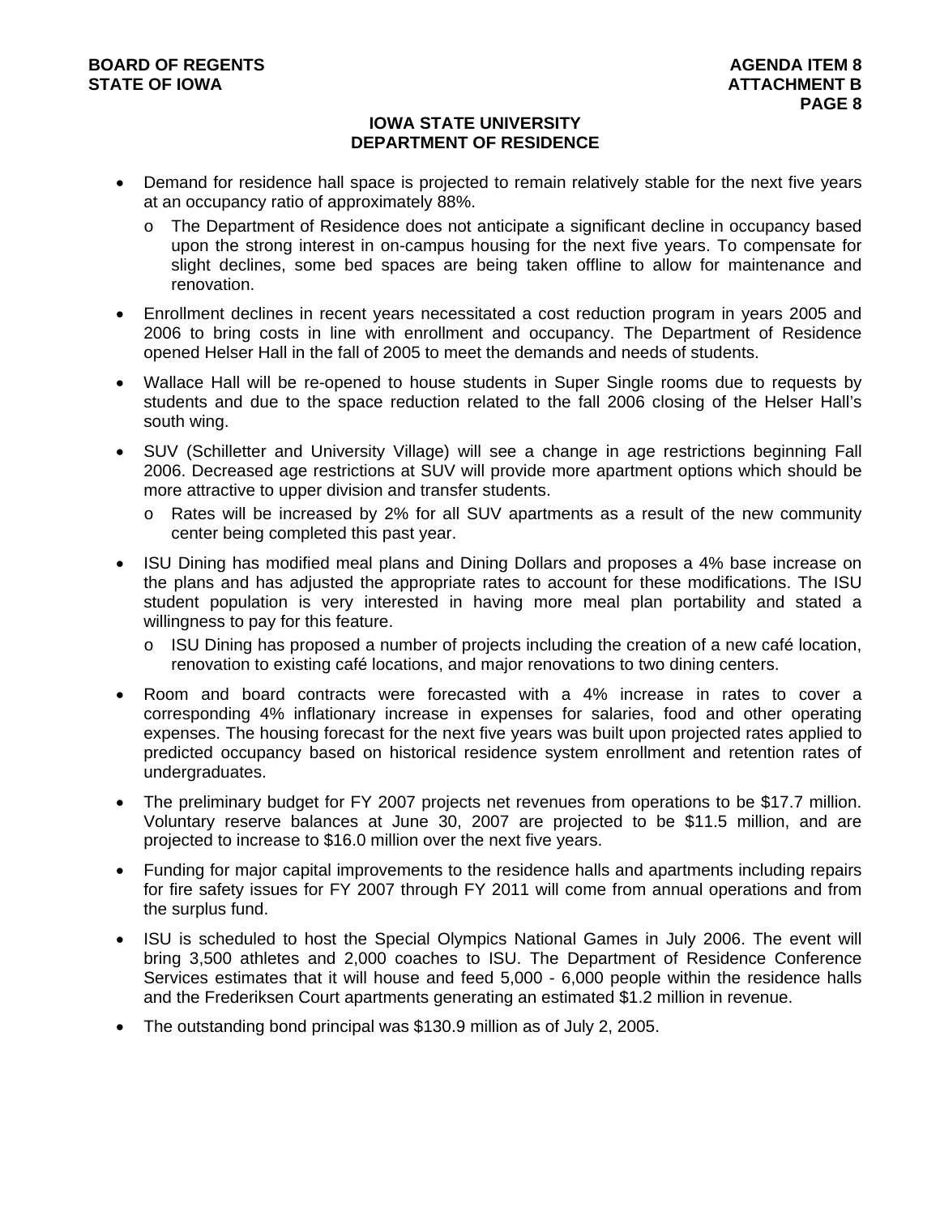## IOWA STATE UNIVERSITY
## DEPARTMENT OF RESIDENCE

- Demand for residence hall space is projected to remain relatively stable for the next five years at an occupancy ratio of approximately 88%.
  - The Department of Residence does not anticipate a significant decline in occupancy based upon the strong interest in on-campus housing for the next five years. To compensate for slight declines, some bed spaces are being taken offline to allow for maintenance and renovation.
- Enrollment declines in recent years necessitated a cost reduction program in years 2005 and 2006 to bring costs in line with enrollment and occupancy. The Department of Residence opened Helser Hall in the fall of 2005 to meet the demands and needs of students.
- Wallace Hall will be re-opened to house students in Super Single rooms due to requests by students and due to the space reduction related to the fall 2006 closing of the Helser Hall's south wing.
- SUV (Schilletter and University Village) will see a change in age restrictions beginning Fall 2006. Decreased age restrictions at SUV will provide more apartment options which should be more attractive to upper division and transfer students.
  - Rates will be increased by 2% for all SUV apartments as a result of the new community center being completed this past year.
- ISU Dining has modified meal plans and Dining Dollars and proposes a 4% base increase on the plans and has adjusted the appropriate rates to account for these modifications. The ISU student population is very interested in having more meal plan portability and stated a willingness to pay for this feature.
  - ISU Dining has proposed a number of projects including the creation of a new café location, renovation to existing café locations, and major renovations to two dining centers.
- Room and board contracts were forecasted with a 4% increase in rates to cover a corresponding 4% inflationary increase in expenses for salaries, food and other operating expenses. The housing forecast for the next five years was built upon projected rates applied to predicted occupancy based on historical residence system enrollment and retention rates of undergraduates.
- The preliminary budget for FY 2007 projects net revenues from operations to be $17.7 million. Voluntary reserve balances at June 30, 2007 are projected to be $11.5 million, and are projected to increase to $16.0 million over the next five years.
- Funding for major capital improvements to the residence halls and apartments including repairs for fire safety issues for FY 2007 through FY 2011 will come from annual operations and from the surplus fund.
- ISU is scheduled to host the Special Olympics National Games in July 2006. The event will bring 3,500 athletes and 2,000 coaches to ISU. The Department of Residence Conference Services estimates that it will house and feed 5,000 - 6,000 people within the residence halls and the Frederiksen Court apartments generating an estimated $1.2 million in revenue.
- The outstanding bond principal was $130.9 million as of July 2, 2005.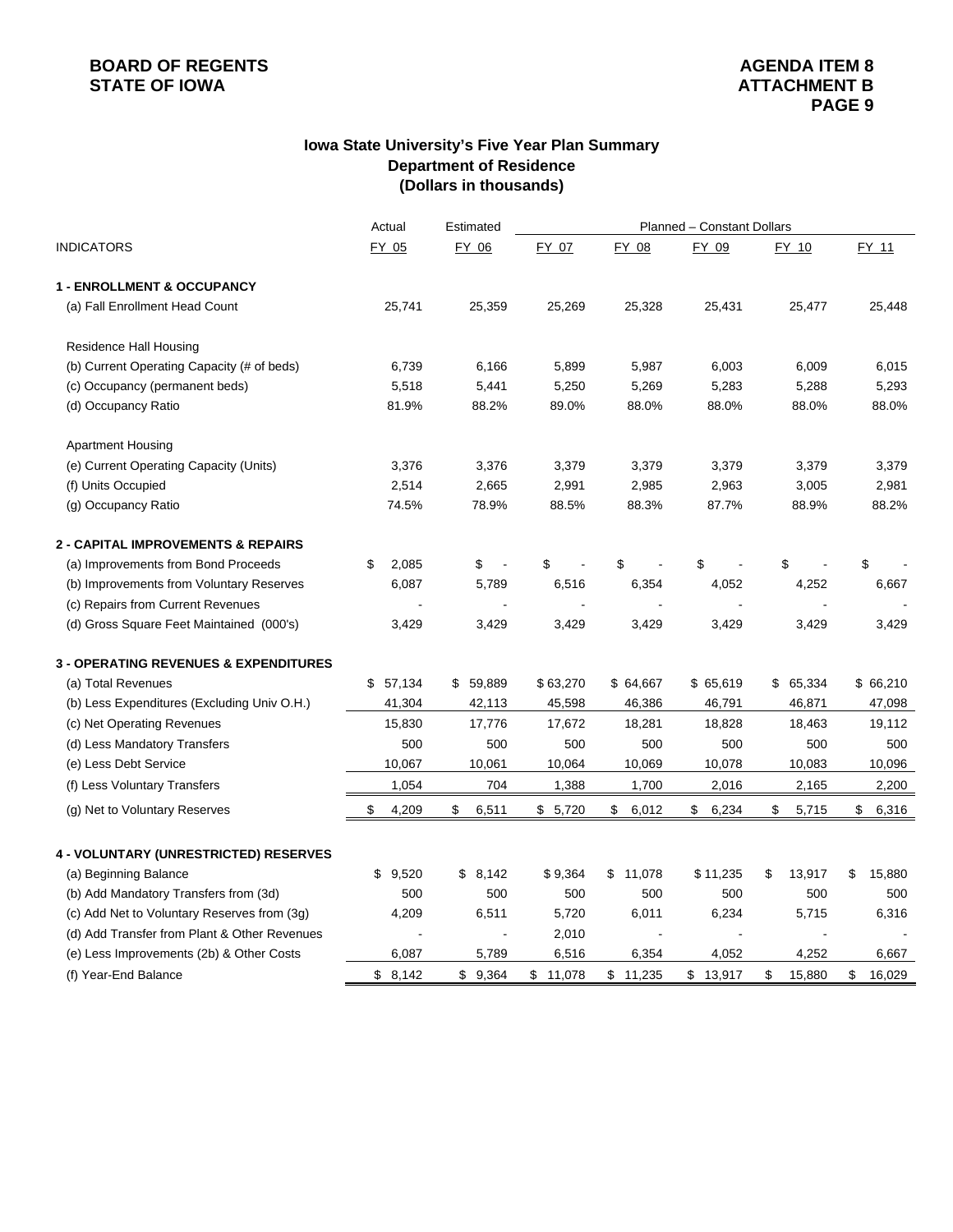BOARD OF REGENTS
STATE OF IOWA

AGENDA ITEM 8
ATTACHMENT B

### Iowa State University's Five Year Plan Summary
### Department of Residence
### (Dollars in thousands)

| | Actual | Estimated | Planned – Constant Dollars | | | | |
|---|---|---|---|---|---|---|---|
| INDICATORS | FY 05 | FY 06 | FY 07 | FY 08 | FY 09 | FY 10 | FY 11 |
| **1 - ENROLLMENT & OCCUPANCY** | | | | | | | |
| (a) Fall Enrollment Head Count | 25,741 | 25,359 | 25,269 | 25,328 | 25,431 | 25,477 | 25,448 |
| Residence Hall Housing | | | | | | | |
| (b) Current Operating Capacity (# of beds) | 6,739 | 6,166 | 5,899 | 5,987 | 6,003 | 6,009 | 6,015 |
| (c) Occupancy (permanent beds) | 5,518 | 5,441 | 5,250 | 5,269 | 5,283 | 5,288 | 5,293 |
| (d) Occupancy Ratio | 81.9% | 88.2% | 89.0% | 88.0% | 88.0% | 88.0% | 88.0% |
| Apartment Housing | | | | | | | |
| (e) Current Operating Capacity (Units) | 3,376 | 3,376 | 3,379 | 3,379 | 3,379 | 3,379 | 3,379 |
| (f) Units Occupied | 2,514 | 2,665 | 2,991 | 2,985 | 2,963 | 3,005 | 2,981 |
| (g) Occupancy Ratio | 74.5% | 78.9% | 88.5% | 88.3% | 87.7% | 88.9% | 88.2% |
| **2 - CAPITAL IMPROVEMENTS & REPAIRS** | | | | | | | |
| (a) Improvements from Bond Proceeds | $ 2,085 | $ - | $ - | $ - | $ - | $ - | $ - |
| (b) Improvements from Voluntary Reserves | 6,087 | 5,789 | 6,516 | 6,354 | 4,052 | 4,252 | 6,667 |
| (c) Repairs from Current Revenues | - | - | - | - | - | - | - |
| (d) Gross Square Feet Maintained (000's) | 3,429 | 3,429 | 3,429 | 3,429 | 3,429 | 3,429 | 3,429 |
| **3 - OPERATING REVENUES & EXPENDITURES** | | | | | | | |
| (a) Total Revenues | $ 57,134 | $ 59,889 | $ 63,270 | $ 64,667 | $ 65,619 | $ 65,334 | $ 66,210 |
| (b) Less Expenditures (Excluding Univ O.H.) | 41,304 | 42,113 | 45,598 | 46,386 | 46,791 | 46,871 | 47,098 |
| (c) Net Operating Revenues | 15,830 | 17,776 | 17,672 | 18,281 | 18,828 | 18,463 | 19,112 |
| (d) Less Mandatory Transfers | 500 | 500 | 500 | 500 | 500 | 500 | 500 |
| (e) Less Debt Service | 10,067 | 10,061 | 10,064 | 10,069 | 10,078 | 10,083 | 10,096 |
| (f) Less Voluntary Transfers | 1,054 | 704 | 1,388 | 1,700 | 2,016 | 2,165 | 2,200 |
| (g) Net to Voluntary Reserves | $ 4,209 | $ 6,511 | $ 5,720 | $ 6,012 | $ 6,234 | $ 5,715 | $ 6,316 |
| **4 - VOLUNTARY (UNRESTRICTED) RESERVES** | | | | | | | |
| (a) Beginning Balance | $ 9,520 | $ 8,142 | $ 9,364 | $ 11,078 | $ 11,235 | $ 13,917 | $ 15,880 |
| (b) Add Mandatory Transfers from (3d) | 500 | 500 | 500 | 500 | 500 | 500 | 500 |
| (c) Add Net to Voluntary Reserves from (3g) | 4,209 | 6,511 | 5,720 | 6,011 | 6,234 | 5,715 | 6,316 |
| (d) Add Transfer from Plant & Other Revenues | - | - | 2,010 | - | - | - | - |
| (e) Less Improvements (2b) & Other Costs | 6,087 | 5,789 | 6,516 | 6,354 | 4,052 | 4,252 | 6,667 |
| (f) Year-End Balance | $ 8,142 | $ 9,364 | $ 11,078 | $ 11,235 | $ 13,917 | $ 15,880 | $ 16,029 |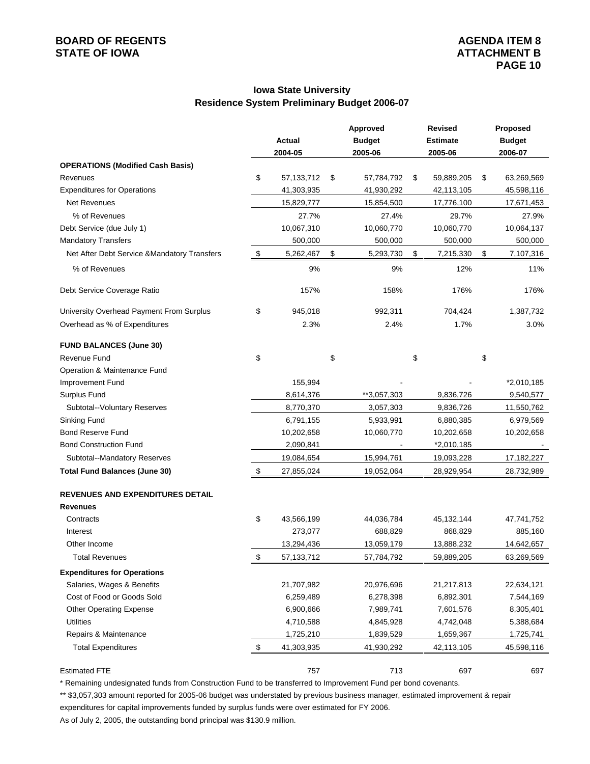BOARD OF REGENTS
STATE OF IOWA

AGENDA ITEM 8
ATTACHMENT B

## Iowa State University
## Residence System Preliminary Budget 2006-07

| | Actual 2004-05 | Approved Budget 2005-06 | Revised Estimate 2005-06 | Proposed Budget 2006-07 |
|---|---|---|---|---|
| **OPERATIONS (Modified Cash Basis)** | | | | |
| Revenues | $ 57,133,712 | $ 57,784,792 | $ 59,889,205 | $ 63,269,569 |
| Expenditures for Operations | 41,303,935 | 41,930,292 | 42,113,105 | 45,598,116 |
| Net Revenues | 15,829,777 | 15,854,500 | 17,776,100 | 17,671,453 |
| % of Revenues | 27.7% | 27.4% | 29.7% | 27.9% |
| Debt Service (due July 1) | 10,067,310 | 10,060,770 | 10,060,770 | 10,064,137 |
| Mandatory Transfers | 500,000 | 500,000 | 500,000 | 500,000 |
| Net After Debt Service &Mandatory Transfers | $ 5,262,467 | $ 5,293,730 | $ 7,215,330 | $ 7,107,316 |
| % of Revenues | 9% | 9% | 12% | 11% |
| Debt Service Coverage Ratio | 157% | 158% | 176% | 176% |
| University Overhead Payment From Surplus | $ 945,018 | 992,311 | 704,424 | 1,387,732 |
| Overhead as % of Expenditures | 2.3% | 2.4% | 1.7% | 3.0% |
| **FUND BALANCES (June 30)** | | | | |
| Revenue Fund | $ | $ | $ | $ |
| Operation & Maintenance Fund | | | | |
| Improvement Fund | 155,994 | - | - | *2,010,185 |
| Surplus Fund | 8,614,376 | **3,057,303 | 9,836,726 | 9,540,577 |
| Subtotal--Voluntary Reserves | 8,770,370 | 3,057,303 | 9,836,726 | 11,550,762 |
| Sinking Fund | 6,791,155 | 5,933,991 | 6,880,385 | 6,979,569 |
| Bond Reserve Fund | 10,202,658 | 10,060,770 | 10,202,658 | 10,202,658 |
| Bond Construction Fund | 2,090,841 | - | *2,010,185 | - |
| Subtotal--Mandatory Reserves | 19,084,654 | 15,994,761 | 19,093,228 | 17,182,227 |
| **Total Fund Balances (June 30)** | $ 27,855,024 | 19,052,064 | 28,929,954 | 28,732,989 |
| **REVENUES AND EXPENDITURES DETAIL** | | | | |
| **Revenues** | | | | |
| Contracts | $ 43,566,199 | 44,036,784 | 45,132,144 | 47,741,752 |
| Interest | 273,077 | 688,829 | 868,829 | 885,160 |
| Other Income | 13,294,436 | 13,059,179 | 13,888,232 | 14,642,657 |
| Total Revenues | $ 57,133,712 | 57,784,792 | 59,889,205 | 63,269,569 |
| **Expenditures for Operations** | | | | |
| Salaries, Wages & Benefits | 21,707,982 | 20,976,696 | 21,217,813 | 22,634,121 |
| Cost of Food or Goods Sold | 6,259,489 | 6,278,398 | 6,892,301 | 7,544,169 |
| Other Operating Expense | 6,900,666 | 7,989,741 | 7,601,576 | 8,305,401 |
| Utilities | 4,710,588 | 4,845,928 | 4,742,048 | 5,388,684 |
| Repairs & Maintenance | 1,725,210 | 1,839,529 | 1,659,367 | 1,725,741 |
| Total Expenditures | $ 41,303,935 | 41,930,292 | 42,113,105 | 45,598,116 |
| Estimated FTE | 757 | 713 | 697 | 697 |

\* Remaining undesignated funds from Construction Fund to be transferred to Improvement Fund per bond covenants.

** $3,057,303 amount reported for 2005-06 budget was understated by previous business manager, estimated improvement & repair expenditures for capital improvements funded by surplus funds were over estimated for FY 2006.

As of July 2, 2005, the outstanding bond principal was $130.9 million.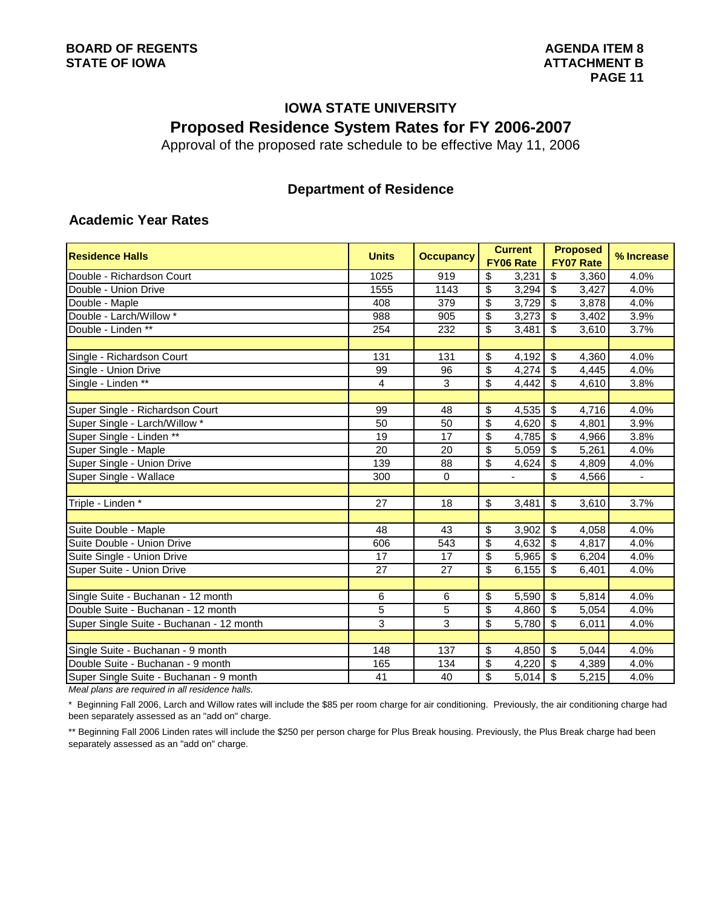BOARD OF REGENTS
STATE OF IOWA

AGENDA ITEM 8
ATTACHMENT B

## IOWA STATE UNIVERSITY

## Proposed Residence System Rates for FY 2006-2007

Approval of the proposed rate schedule to be effective May 11, 2006

### Department of Residence

### Academic Year Rates

| Residence Halls | Units | Occupancy | Current FY06 Rate | Proposed FY07 Rate | % Increase |
|---|---|---|---|---|---|
| Double - Richardson Court | 1025 | 919 | $ 3,231 | $ 3,360 | 4.0% |
| Double - Union Drive | 1555 | 1143 | $ 3,294 | $ 3,427 | 4.0% |
| Double - Maple | 408 | 379 | $ 3,729 | $ 3,878 | 4.0% |
| Double - Larch/Willow * | 988 | 905 | $ 3,273 | $ 3,402 | 3.9% |
| Double - Linden ** | 254 | 232 | $ 3,481 | $ 3,610 | 3.7% |
| | | | | | |
| Single - Richardson Court | 131 | 131 | $ 4,192 | $ 4,360 | 4.0% |
| Single - Union Drive | 99 | 96 | $ 4,274 | $ 4,445 | 4.0% |
| Single - Linden ** | 4 | 3 | $ 4,442 | $ 4,610 | 3.8% |
| | | | | | |
| Super Single - Richardson Court | 99 | 48 | $ 4,535 | $ 4,716 | 4.0% |
| Super Single - Larch/Willow * | 50 | 50 | $ 4,620 | $ 4,801 | 3.9% |
| Super Single - Linden ** | 19 | 17 | $ 4,785 | $ 4,966 | 3.8% |
| Super Single - Maple | 20 | 20 | $ 5,059 | $ 5,261 | 4.0% |
| Super Single - Union Drive | 139 | 88 | $ 4,624 | $ 4,809 | 4.0% |
| Super Single - Wallace | 300 | 0 | - | $ 4,566 | - |
| | | | | | |
| Triple - Linden * | 27 | 18 | $ 3,481 | $ 3,610 | 3.7% |
| | | | | | |
| Suite Double - Maple | 48 | 43 | $ 3,902 | $ 4,058 | 4.0% |
| Suite Double - Union Drive | 606 | 543 | $ 4,632 | $ 4,817 | 4.0% |
| Suite Single - Union Drive | 17 | 17 | $ 5,965 | $ 6,204 | 4.0% |
| Super Suite - Union Drive | 27 | 27 | $ 6,155 | $ 6,401 | 4.0% |
| | | | | | |
| Single Suite - Buchanan - 12 month | 6 | 6 | $ 5,590 | $ 5,814 | 4.0% |
| Double Suite - Buchanan - 12 month | 5 | 5 | $ 4,860 | $ 5,054 | 4.0% |
| Super Single Suite - Buchanan - 12 month | 3 | 3 | $ 5,780 | $ 6,011 | 4.0% |
| | | | | | |
| Single Suite - Buchanan - 9 month | 148 | 137 | $ 4,850 | $ 5,044 | 4.0% |
| Double Suite - Buchanan - 9 month | 165 | 134 | $ 4,220 | $ 4,389 | 4.0% |
| Super Single Suite - Buchanan - 9 month | 41 | 40 | $ 5,014 | $ 5,215 | 4.0% |

*Meal plans are required in all residence halls.*

\* Beginning Fall 2006, Larch and Willow rates will include the $85 per room charge for air conditioning. Previously, the air conditioning charge had been separately assessed as an "add on" charge.

\** Beginning Fall 2006 Linden rates will include the $250 per person charge for Plus Break housing. Previously, the Plus Break charge had been separately assessed as an "add on" charge.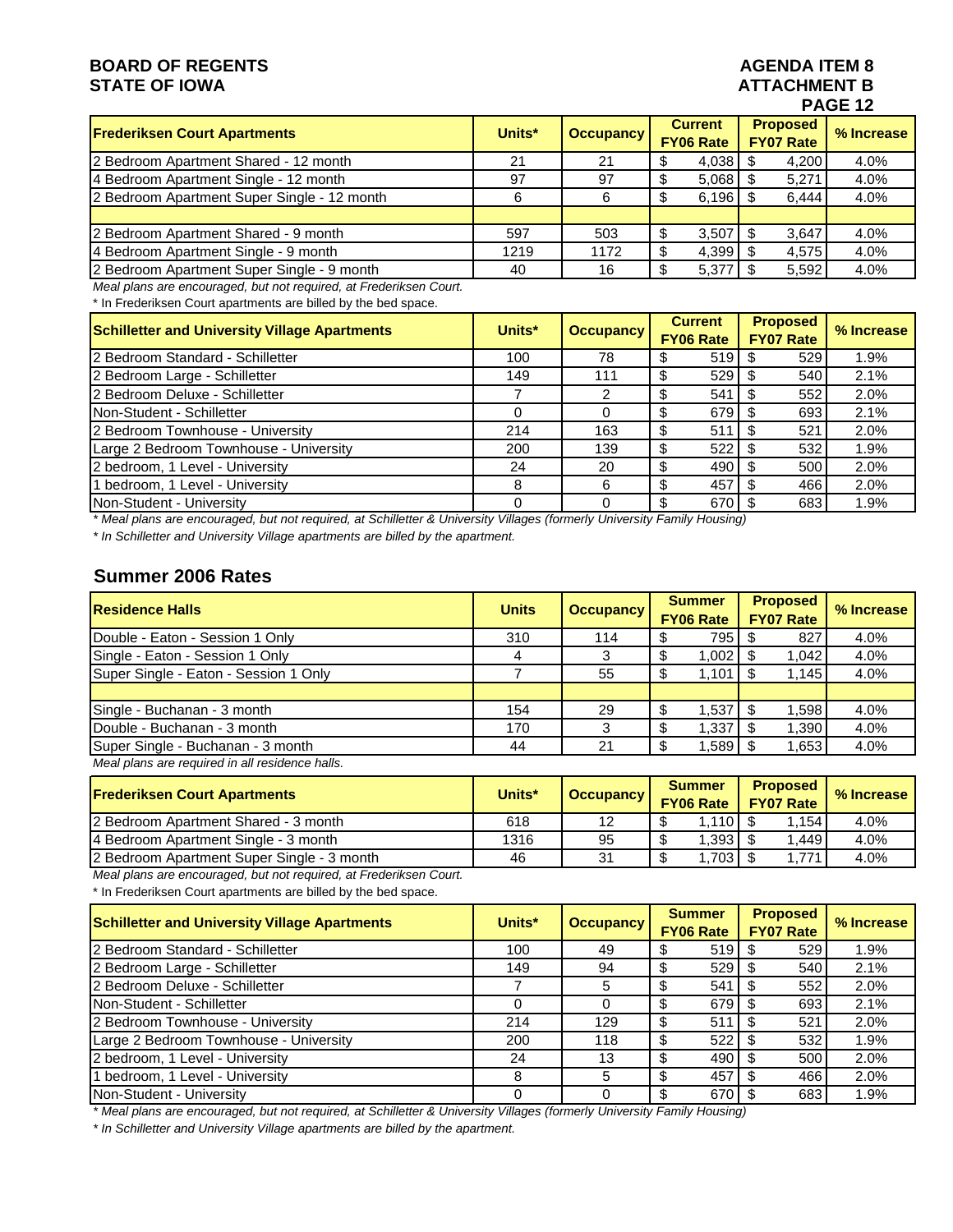**BOARD OF REGENTS**
**STATE OF IOWA**

**AGENDA ITEM 8**
**ATTACHMENT B**

| Frederiksen Court Apartments | Units* | Occupancy | Current FY06 Rate | Proposed FY07 Rate | % Increase |
|---|---|---|---|---|---|
| 2 Bedroom Apartment Shared - 12 month | 21 | 21 | $ 4,038 | $ 4,200 | 4.0% |
| 4 Bedroom Apartment Single - 12 month | 97 | 97 | $ 5,068 | $ 5,271 | 4.0% |
| 2 Bedroom Apartment Super Single - 12 month | 6 | 6 | $ 6,196 | $ 6,444 | 4.0% |
| | | | | | |
| 2 Bedroom Apartment Shared - 9 month | 597 | 503 | $ 3,507 | $ 3,647 | 4.0% |
| 4 Bedroom Apartment Single - 9 month | 1219 | 1172 | $ 4,399 | $ 4,575 | 4.0% |
| 2 Bedroom Apartment Super Single - 9 month | 40 | 16 | $ 5,377 | $ 5,592 | 4.0% |

*Meal plans are encouraged, but not required, at Frederiksen Court.*

* In Frederiksen Court apartments are billed by the bed space.

| Schilletter and University Village Apartments | Units* | Occupancy | Current FY06 Rate | Proposed FY07 Rate | % Increase |
|---|---|---|---|---|---|
| 2 Bedroom Standard - Schilletter | 100 | 78 | $ 519 | $ 529 | 1.9% |
| 2 Bedroom Large - Schilletter | 149 | 111 | $ 529 | $ 540 | 2.1% |
| 2 Bedroom Deluxe - Schilletter | 7 | 2 | $ 541 | $ 552 | 2.0% |
| Non-Student - Schilletter | 0 | 0 | $ 679 | $ 693 | 2.1% |
| 2 Bedroom Townhouse - University | 214 | 163 | $ 511 | $ 521 | 2.0% |
| Large 2 Bedroom Townhouse - University | 200 | 139 | $ 522 | $ 532 | 1.9% |
| 2 bedroom, 1 Level - University | 24 | 20 | $ 490 | $ 500 | 2.0% |
| 1 bedroom, 1 Level - University | 8 | 6 | $ 457 | $ 466 | 2.0% |
| Non-Student - University | 0 | 0 | $ 670 | $ 683 | 1.9% |

*\* Meal plans are encouraged, but not required, at Schilletter & University Villages (formerly University Family Housing)*

*\* In Schilletter and University Village apartments are billed by the apartment.*

## Summer 2006 Rates

| Residence Halls | Units | Occupancy | Summer FY06 Rate | Proposed FY07 Rate | % Increase |
|---|---|---|---|---|---|
| Double - Eaton - Session 1 Only | 310 | 114 | $ 795 | $ 827 | 4.0% |
| Single - Eaton - Session 1 Only | 4 | 3 | $ 1,002 | $ 1,042 | 4.0% |
| Super Single - Eaton - Session 1 Only | 7 | 55 | $ 1,101 | $ 1,145 | 4.0% |
| | | | | | |
| Single - Buchanan - 3 month | 154 | 29 | $ 1,537 | $ 1,598 | 4.0% |
| Double - Buchanan - 3 month | 170 | 3 | $ 1,337 | $ 1,390 | 4.0% |
| Super Single - Buchanan - 3 month | 44 | 21 | $ 1,589 | $ 1,653 | 4.0% |

*Meal plans are required in all residence halls.*

| Frederiksen Court Apartments | Units* | Occupancy | Summer FY06 Rate | Proposed FY07 Rate | % Increase |
|---|---|---|---|---|---|
| 2 Bedroom Apartment Shared - 3 month | 618 | 12 | $ 1,110 | $ 1,154 | 4.0% |
| 4 Bedroom Apartment Single - 3 month | 1316 | 95 | $ 1,393 | $ 1,449 | 4.0% |
| 2 Bedroom Apartment Super Single - 3 month | 46 | 31 | $ 1,703 | $ 1,771 | 4.0% |

*Meal plans are encouraged, but not required, at Frederiksen Court.*

* In Frederiksen Court apartments are billed by the bed space.

| Schilletter and University Village Apartments | Units* | Occupancy | Summer FY06 Rate | Proposed FY07 Rate | % Increase |
|---|---|---|---|---|---|
| 2 Bedroom Standard - Schilletter | 100 | 49 | $ 519 | $ 529 | 1.9% |
| 2 Bedroom Large - Schilletter | 149 | 94 | $ 529 | $ 540 | 2.1% |
| 2 Bedroom Deluxe - Schilletter | 7 | 5 | $ 541 | $ 552 | 2.0% |
| Non-Student - Schilletter | 0 | 0 | $ 679 | $ 693 | 2.1% |
| 2 Bedroom Townhouse - University | 214 | 129 | $ 511 | $ 521 | 2.0% |
| Large 2 Bedroom Townhouse - University | 200 | 118 | $ 522 | $ 532 | 1.9% |
| 2 bedroom, 1 Level - University | 24 | 13 | $ 490 | $ 500 | 2.0% |
| 1 bedroom, 1 Level - University | 8 | 5 | $ 457 | $ 466 | 2.0% |
| Non-Student - University | 0 | 0 | $ 670 | $ 683 | 1.9% |

*\* Meal plans are encouraged, but not required, at Schilletter & University Villages (formerly University Family Housing)*

*\* In Schilletter and University Village apartments are billed by the apartment.*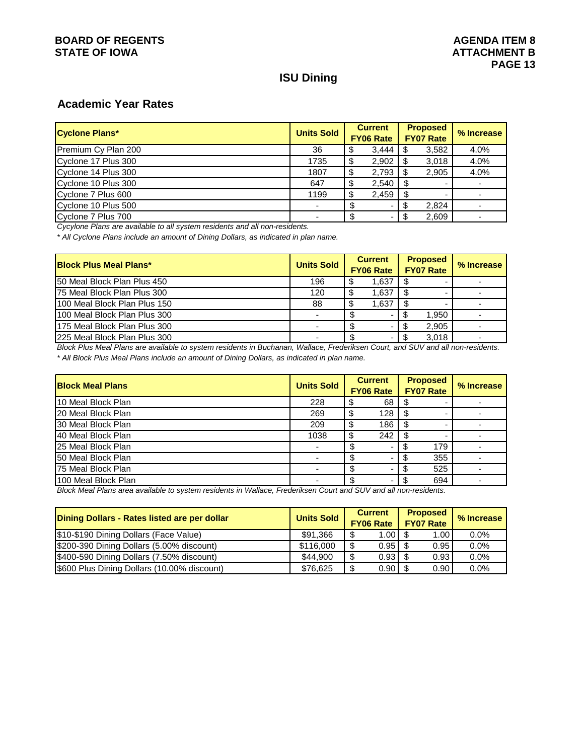BOARD OF REGENTS
STATE OF IOWA

AGENDA ITEM 8
ATTACHMENT B

## ISU Dining

### Academic Year Rates

| Cyclone Plans* | Units Sold | Current FY06 Rate | Proposed FY07 Rate | % Increase |
|---|---|---|---|---|
| Premium Cy Plan 200 | 36 | $ 3,444 | $ 3,582 | 4.0% |
| Cyclone 17 Plus 300 | 1735 | $ 2,902 | $ 3,018 | 4.0% |
| Cyclone 14 Plus 300 | 1807 | $ 2,793 | $ 2,905 | 4.0% |
| Cyclone 10 Plus 300 | 647 | $ 2,540 | $ - | - |
| Cyclone 7 Plus 600 | 1199 | $ 2,459 | $ - | - |
| Cyclone 10 Plus 500 | - | $ - | $ 2,824 | - |
| Cyclone 7 Plus 700 | - | $ - | $ 2,609 | - |

*Cycylone Plans are available to all system residents and all non-residents.*

*\* All Cyclone Plans include an amount of Dining Dollars, as indicated in plan name.*

| Block Plus Meal Plans* | Units Sold | Current FY06 Rate | Proposed FY07 Rate | % Increase |
|---|---|---|---|---|
| 50 Meal Block Plan Plus 450 | 196 | $ 1,637 | $ - | - |
| 75 Meal Block Plan Plus 300 | 120 | $ 1,637 | $ - | - |
| 100 Meal Block Plan Plus 150 | 88 | $ 1,637 | $ - | - |
| 100 Meal Block Plan Plus 300 | - | $ - | $ 1,950 | - |
| 175 Meal Block Plan Plus 300 | - | $ - | $ 2,905 | - |
| 225 Meal Block Plan Plus 300 | - | $ - | $ 3,018 | - |

*Block Plus Meal Plans are available to system residents in Buchanan, Wallace, Frederiksen Court, and SUV and all non-residents.*

*\* All Block Plus Meal Plans include an amount of Dining Dollars, as indicated in plan name.*

| Block Meal Plans | Units Sold | Current FY06 Rate | Proposed FY07 Rate | % Increase |
|---|---|---|---|---|
| 10 Meal Block Plan | 228 | $ 68 | $ - | - |
| 20 Meal Block Plan | 269 | $ 128 | $ - | - |
| 30 Meal Block Plan | 209 | $ 186 | $ - | - |
| 40 Meal Block Plan | 1038 | $ 242 | $ - | - |
| 25 Meal Block Plan | - | $ - | $ 179 | - |
| 50 Meal Block Plan | - | $ - | $ 355 | - |
| 75 Meal Block Plan | - | $ - | $ 525 | - |
| 100 Meal Block Plan | - | $ - | $ 694 | - |

*Block Meal Plans area available to system residents in Wallace, Frederiksen Court and SUV and all non-residents.*

| Dining Dollars - Rates listed are per dollar | Units Sold | Current FY06 Rate | Proposed FY07 Rate | % Increase |
|---|---|---|---|---|
| $10-$190 Dining Dollars (Face Value) | $91,366 | $ 1.00 | $ 1.00 | 0.0% |
| $200-390 Dining Dollars (5.00% discount) | $116,000 | $ 0.95 | $ 0.95 | 0.0% |
| $400-590 Dining Dollars (7.50% discount) | $44,900 | $ 0.93 | $ 0.93 | 0.0% |
| $600 Plus Dining Dollars (10.00% discount) | $76,625 | $ 0.90 | $ 0.90 | 0.0% |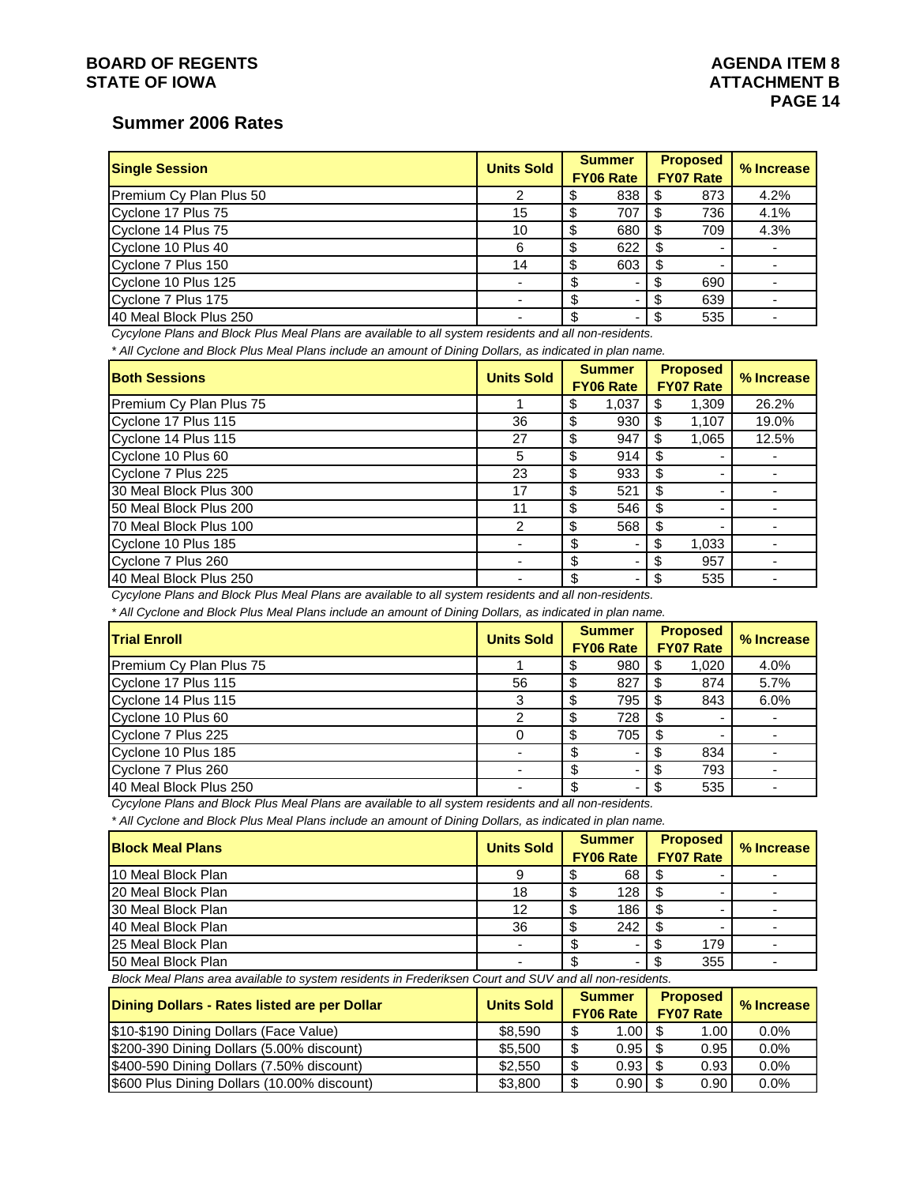## Summer 2006 Rates

| Single Session | Units Sold | Summer FY06 Rate | Proposed FY07 Rate | % Increase |
|---|---|---|---|---|
| Premium Cy Plan Plus 50 | 2 | $ 838 | $ 873 | 4.2% |
| Cyclone 17 Plus 75 | 15 | $ 707 | $ 736 | 4.1% |
| Cyclone 14 Plus 75 | 10 | $ 680 | $ 709 | 4.3% |
| Cyclone 10 Plus 40 | 6 | $ 622 | $ - | - |
| Cyclone 7 Plus 150 | 14 | $ 603 | $ - | - |
| Cyclone 10 Plus 125 | - | $ - | $ 690 | - |
| Cyclone 7 Plus 175 | - | $ - | $ 639 | - |
| 40 Meal Block Plus 250 | - | $ - | $ 535 | - |

*Cycylone Plans and Block Plus Meal Plans are available to all system residents and all non-residents.*

*\* All Cyclone and Block Plus Meal Plans include an amount of Dining Dollars, as indicated in plan name.*

| Both Sessions | Units Sold | Summer FY06 Rate | Proposed FY07 Rate | % Increase |
|---|---|---|---|---|
| Premium Cy Plan Plus 75 | 1 | $ 1,037 | $ 1,309 | 26.2% |
| Cyclone 17 Plus 115 | 36 | $ 930 | $ 1,107 | 19.0% |
| Cyclone 14 Plus 115 | 27 | $ 947 | $ 1,065 | 12.5% |
| Cyclone 10 Plus 60 | 5 | $ 914 | $ - | - |
| Cyclone 7 Plus 225 | 23 | $ 933 | $ - | - |
| 30 Meal Block Plus 300 | 17 | $ 521 | $ - | - |
| 50 Meal Block Plus 200 | 11 | $ 546 | $ - | - |
| 70 Meal Block Plus 100 | 2 | $ 568 | $ - | - |
| Cyclone 10 Plus 185 | - | $ - | $ 1,033 | - |
| Cyclone 7 Plus 260 | - | $ - | $ 957 | - |
| 40 Meal Block Plus 250 | - | $ - | $ 535 | - |

*Cycylone Plans and Block Plus Meal Plans are available to all system residents and all non-residents.*

*\* All Cyclone and Block Plus Meal Plans include an amount of Dining Dollars, as indicated in plan name.*

| Trial Enroll | Units Sold | Summer FY06 Rate | Proposed FY07 Rate | % Increase |
|---|---|---|---|---|
| Premium Cy Plan Plus 75 | 1 | $ 980 | $ 1,020 | 4.0% |
| Cyclone 17 Plus 115 | 56 | $ 827 | $ 874 | 5.7% |
| Cyclone 14 Plus 115 | 3 | $ 795 | $ 843 | 6.0% |
| Cyclone 10 Plus 60 | 2 | $ 728 | $ - | - |
| Cyclone 7 Plus 225 | 0 | $ 705 | $ - | - |
| Cyclone 10 Plus 185 | - | $ - | $ 834 | - |
| Cyclone 7 Plus 260 | - | $ - | $ 793 | - |
| 40 Meal Block Plus 250 | - | $ - | $ 535 | - |

*Cycylone Plans and Block Plus Meal Plans are available to all system residents and all non-residents.*

*\* All Cyclone and Block Plus Meal Plans include an amount of Dining Dollars, as indicated in plan name.*

| Block Meal Plans | Units Sold | Summer FY06 Rate | Proposed FY07 Rate | % Increase |
|---|---|---|---|---|
| 10 Meal Block Plan | 9 | $ 68 | $ - | - |
| 20 Meal Block Plan | 18 | $ 128 | $ - | - |
| 30 Meal Block Plan | 12 | $ 186 | $ - | - |
| 40 Meal Block Plan | 36 | $ 242 | $ - | - |
| 25 Meal Block Plan | - | $ - | $ 179 | - |
| 50 Meal Block Plan | - | $ - | $ 355 | - |

*Block Meal Plans area available to system residents in Frederiksen Court and SUV and all non-residents.*

| Dining Dollars - Rates listed are per Dollar | Units Sold | Summer FY06 Rate | Proposed FY07 Rate | % Increase |
|---|---|---|---|---|
| $10-$190 Dining Dollars (Face Value) | $8,590 | $ 1.00 | $ 1.00 | 0.0% |
| $200-390 Dining Dollars (5.00% discount) | $5,500 | $ 0.95 | $ 0.95 | 0.0% |
| $400-590 Dining Dollars (7.50% discount) | $2,550 | $ 0.93 | $ 0.93 | 0.0% |
| $600 Plus Dining Dollars (10.00% discount) | $3,800 | $ 0.90 | $ 0.90 | 0.0% |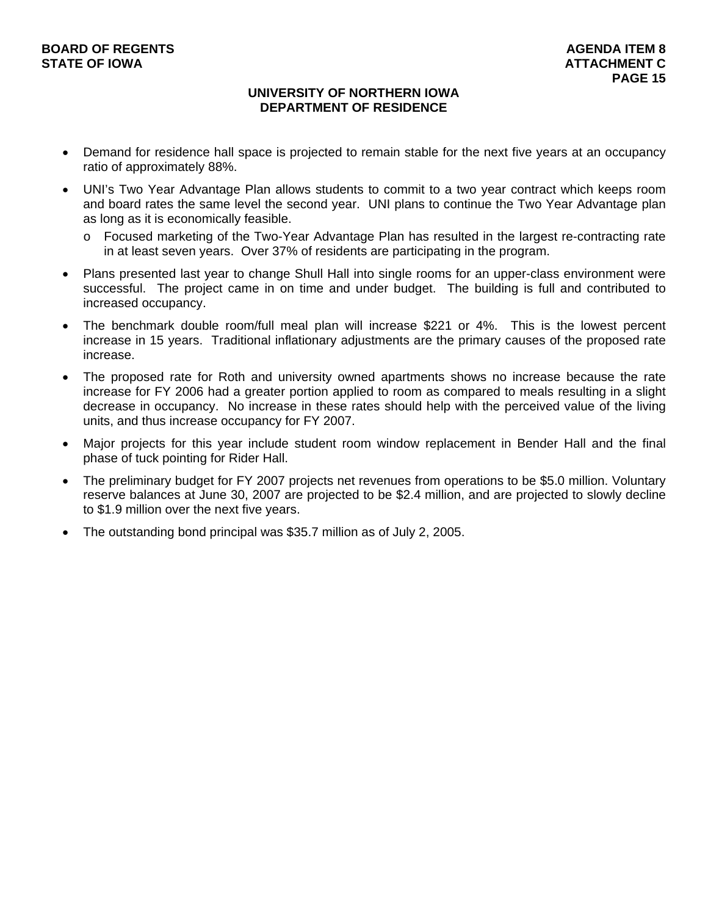## UNIVERSITY OF NORTHERN IOWA
## DEPARTMENT OF RESIDENCE

- Demand for residence hall space is projected to remain stable for the next five years at an occupancy ratio of approximately 88%.
- UNI's Two Year Advantage Plan allows students to commit to a two year contract which keeps room and board rates the same level the second year. UNI plans to continue the Two Year Advantage plan as long as it is economically feasible.
  - Focused marketing of the Two-Year Advantage Plan has resulted in the largest re-contracting rate in at least seven years. Over 37% of residents are participating in the program.
- Plans presented last year to change Shull Hall into single rooms for an upper-class environment were successful. The project came in on time and under budget. The building is full and contributed to increased occupancy.
- The benchmark double room/full meal plan will increase $221 or 4%. This is the lowest percent increase in 15 years. Traditional inflationary adjustments are the primary causes of the proposed rate increase.
- The proposed rate for Roth and university owned apartments shows no increase because the rate increase for FY 2006 had a greater portion applied to room as compared to meals resulting in a slight decrease in occupancy. No increase in these rates should help with the perceived value of the living units, and thus increase occupancy for FY 2007.
- Major projects for this year include student room window replacement in Bender Hall and the final phase of tuck pointing for Rider Hall.
- The preliminary budget for FY 2007 projects net revenues from operations to be $5.0 million. Voluntary reserve balances at June 30, 2007 are projected to be $2.4 million, and are projected to slowly decline to $1.9 million over the next five years.
- The outstanding bond principal was $35.7 million as of July 2, 2005.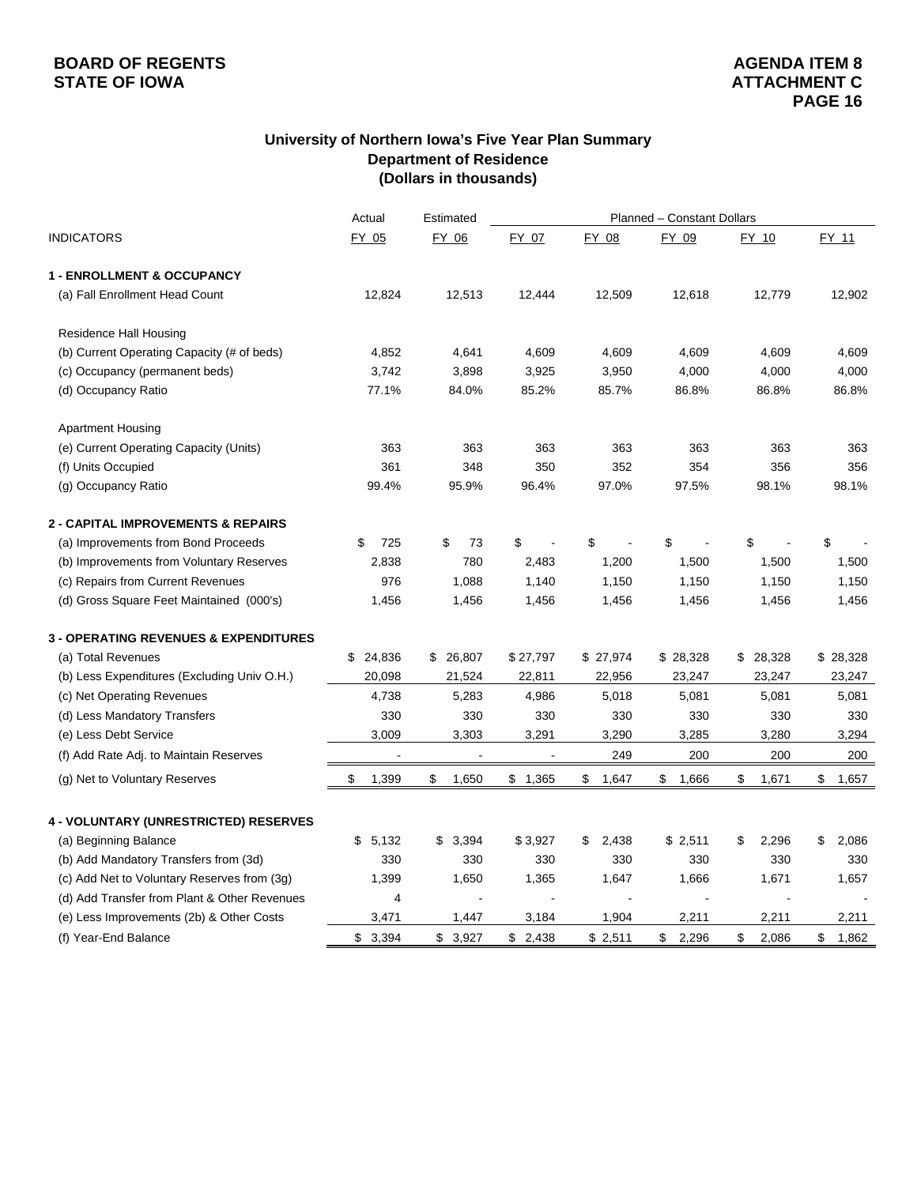**BOARD OF REGENTS**
**STATE OF IOWA**

**AGENDA ITEM 8**
**ATTACHMENT C**

## University of Northern Iowa's Five Year Plan Summary
## Department of Residence
## (Dollars in thousands)

| | Actual | Estimated | Planned – Constant Dollars | | | | |
|---|---|---|---|---|---|---|---|
| INDICATORS | FY 05 | FY 06 | FY 07 | FY 08 | FY 09 | FY 10 | FY 11 |
| **1 - ENROLLMENT & OCCUPANCY** | | | | | | | |
| (a) Fall Enrollment Head Count | 12,824 | 12,513 | 12,444 | 12,509 | 12,618 | 12,779 | 12,902 |
| Residence Hall Housing | | | | | | | |
| (b) Current Operating Capacity (# of beds) | 4,852 | 4,641 | 4,609 | 4,609 | 4,609 | 4,609 | 4,609 |
| (c) Occupancy (permanent beds) | 3,742 | 3,898 | 3,925 | 3,950 | 4,000 | 4,000 | 4,000 |
| (d) Occupancy Ratio | 77.1% | 84.0% | 85.2% | 85.7% | 86.8% | 86.8% | 86.8% |
| Apartment Housing | | | | | | | |
| (e) Current Operating Capacity (Units) | 363 | 363 | 363 | 363 | 363 | 363 | 363 |
| (f) Units Occupied | 361 | 348 | 350 | 352 | 354 | 356 | 356 |
| (g) Occupancy Ratio | 99.4% | 95.9% | 96.4% | 97.0% | 97.5% | 98.1% | 98.1% |
| **2 - CAPITAL IMPROVEMENTS & REPAIRS** | | | | | | | |
| (a) Improvements from Bond Proceeds | $ 725 | $ 73 | $ - | $ - | $ - | $ - | $ - |
| (b) Improvements from Voluntary Reserves | 2,838 | 780 | 2,483 | 1,200 | 1,500 | 1,500 | 1,500 |
| (c) Repairs from Current Revenues | 976 | 1,088 | 1,140 | 1,150 | 1,150 | 1,150 | 1,150 |
| (d) Gross Square Feet Maintained (000's) | 1,456 | 1,456 | 1,456 | 1,456 | 1,456 | 1,456 | 1,456 |
| **3 - OPERATING REVENUES & EXPENDITURES** | | | | | | | |
| (a) Total Revenues | $ 24,836 | $ 26,807 | $ 27,797 | $ 27,974 | $ 28,328 | $ 28,328 | $ 28,328 |
| (b) Less Expenditures (Excluding Univ O.H.) | 20,098 | 21,524 | 22,811 | 22,956 | 23,247 | 23,247 | 23,247 |
| (c) Net Operating Revenues | 4,738 | 5,283 | 4,986 | 5,018 | 5,081 | 5,081 | 5,081 |
| (d) Less Mandatory Transfers | 330 | 330 | 330 | 330 | 330 | 330 | 330 |
| (e) Less Debt Service | 3,009 | 3,303 | 3,291 | 3,290 | 3,285 | 3,280 | 3,294 |
| (f) Add Rate Adj. to Maintain Reserves | - | - | - | 249 | 200 | 200 | 200 |
| (g) Net to Voluntary Reserves | $ 1,399 | $ 1,650 | $ 1,365 | $ 1,647 | $ 1,666 | $ 1,671 | $ 1,657 |
| **4 - VOLUNTARY (UNRESTRICTED) RESERVES** | | | | | | | |
| (a) Beginning Balance | $ 5,132 | $ 3,394 | $ 3,927 | $ 2,438 | $ 2,511 | $ 2,296 | $ 2,086 |
| (b) Add Mandatory Transfers from (3d) | 330 | 330 | 330 | 330 | 330 | 330 | 330 |
| (c) Add Net to Voluntary Reserves from (3g) | 1,399 | 1,650 | 1,365 | 1,647 | 1,666 | 1,671 | 1,657 |
| (d) Add Transfer from Plant & Other Revenues | 4 | - | - | - | - | - | - |
| (e) Less Improvements (2b) & Other Costs | 3,471 | 1,447 | 3,184 | 1,904 | 2,211 | 2,211 | 2,211 |
| (f) Year-End Balance | $ 3,394 | $ 3,927 | $ 2,438 | $ 2,511 | $ 2,296 | $ 2,086 | $ 1,862 |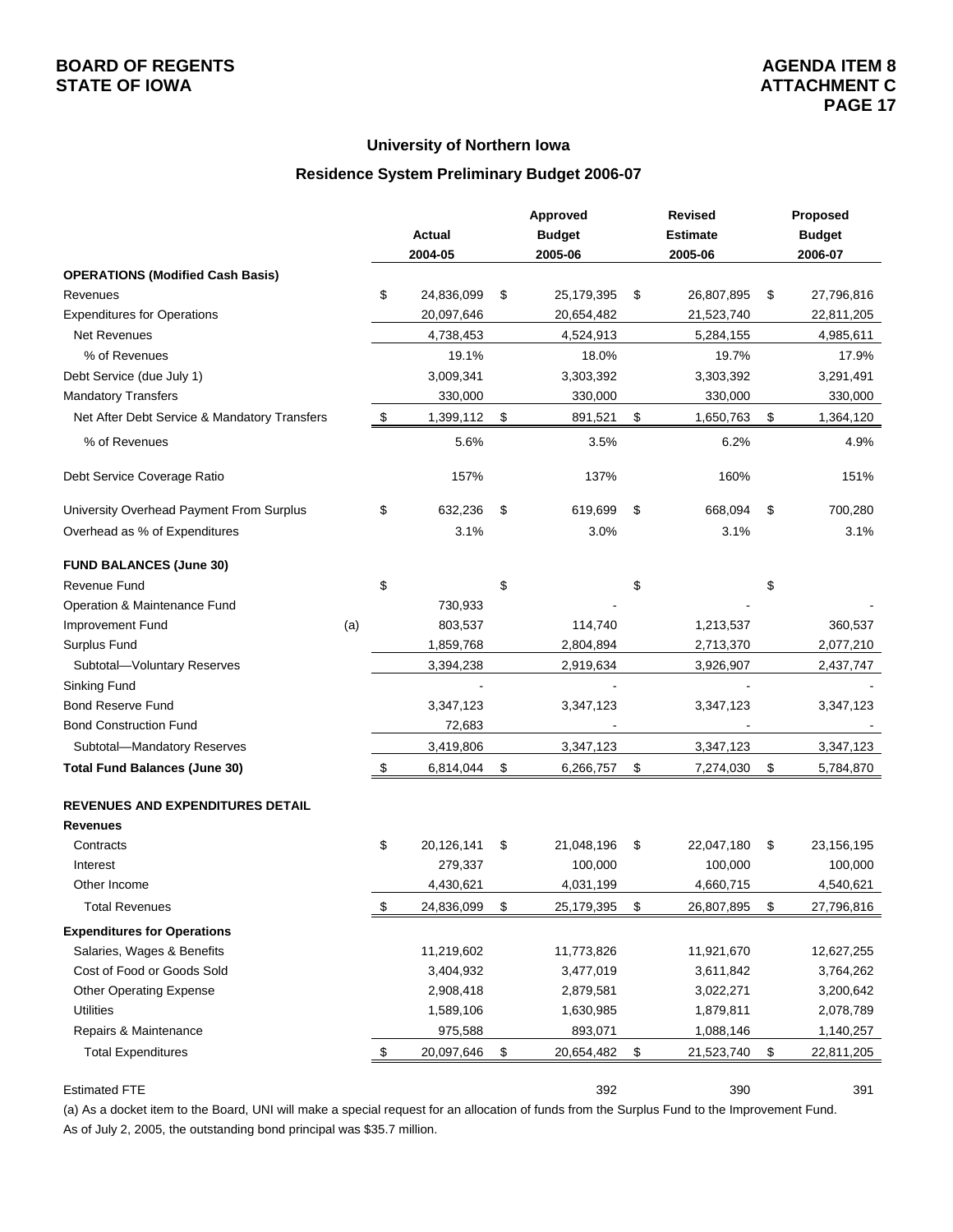**BOARD OF REGENTS**
**STATE OF IOWA**

**AGENDA ITEM 8**
**ATTACHMENT C**

## University of Northern Iowa

### Residence System Preliminary Budget 2006-07

| | | Actual 2004-05 | Approved Budget 2005-06 | Revised Estimate 2005-06 | Proposed Budget 2006-07 |
|---|---|---|---|---|---|
| **OPERATIONS (Modified Cash Basis)** | | | | | |
| Revenues | | $ 24,836,099 | $ 25,179,395 | $ 26,807,895 | $ 27,796,816 |
| Expenditures for Operations | | 20,097,646 | 20,654,482 | 21,523,740 | 22,811,205 |
| Net Revenues | | 4,738,453 | 4,524,913 | 5,284,155 | 4,985,611 |
| % of Revenues | | 19.1% | 18.0% | 19.7% | 17.9% |
| Debt Service (due July 1) | | 3,009,341 | 3,303,392 | 3,303,392 | 3,291,491 |
| Mandatory Transfers | | 330,000 | 330,000 | 330,000 | 330,000 |
| Net After Debt Service & Mandatory Transfers | | $ 1,399,112 | $ 891,521 | $ 1,650,763 | $ 1,364,120 |
| % of Revenues | | 5.6% | 3.5% | 6.2% | 4.9% |
| Debt Service Coverage Ratio | | 157% | 137% | 160% | 151% |
| University Overhead Payment From Surplus | | $ 632,236 | $ 619,699 | $ 668,094 | $ 700,280 |
| Overhead as % of Expenditures | | 3.1% | 3.0% | 3.1% | 3.1% |
| **FUND BALANCES (June 30)** | | | | | |
| Revenue Fund | | $ | $ - | $ - | $ - |
| Operation & Maintenance Fund | | 730,933 | - | - | - |
| Improvement Fund | (a) | 803,537 | 114,740 | 1,213,537 | 360,537 |
| Surplus Fund | | 1,859,768 | 2,804,894 | 2,713,370 | 2,077,210 |
| Subtotal—Voluntary Reserves | | 3,394,238 | 2,919,634 | 3,926,907 | 2,437,747 |
| Sinking Fund | | - | - | - | - |
| Bond Reserve Fund | | 3,347,123 | 3,347,123 | 3,347,123 | 3,347,123 |
| Bond Construction Fund | | 72,683 | - | - | - |
| Subtotal—Mandatory Reserves | | 3,419,806 | 3,347,123 | 3,347,123 | 3,347,123 |
| **Total Fund Balances (June 30)** | | $ 6,814,044 | $ 6,266,757 | $ 7,274,030 | $ 5,784,870 |
| **REVENUES AND EXPENDITURES DETAIL** | | | | | |
| **Revenues** | | | | | |
| Contracts | | $ 20,126,141 | $ 21,048,196 | $ 22,047,180 | $ 23,156,195 |
| Interest | | 279,337 | 100,000 | 100,000 | 100,000 |
| Other Income | | 4,430,621 | 4,031,199 | 4,660,715 | 4,540,621 |
| Total Revenues | | $ 24,836,099 | $ 25,179,395 | $ 26,807,895 | $ 27,796,816 |
| **Expenditures for Operations** | | | | | |
| Salaries, Wages & Benefits | | 11,219,602 | 11,773,826 | 11,921,670 | 12,627,255 |
| Cost of Food or Goods Sold | | 3,404,932 | 3,477,019 | 3,611,842 | 3,764,262 |
| Other Operating Expense | | 2,908,418 | 2,879,581 | 3,022,271 | 3,200,642 |
| Utilities | | 1,589,106 | 1,630,985 | 1,879,811 | 2,078,789 |
| Repairs & Maintenance | | 975,588 | 893,071 | 1,088,146 | 1,140,257 |
| Total Expenditures | | $ 20,097,646 | $ 20,654,482 | $ 21,523,740 | $ 22,811,205 |
| Estimated FTE | | | 392 | 390 | 391 |

(a) As a docket item to the Board, UNI will make a special request for an allocation of funds from the Surplus Fund to the Improvement Fund.

As of July 2, 2005, the outstanding bond principal was $35.7 million.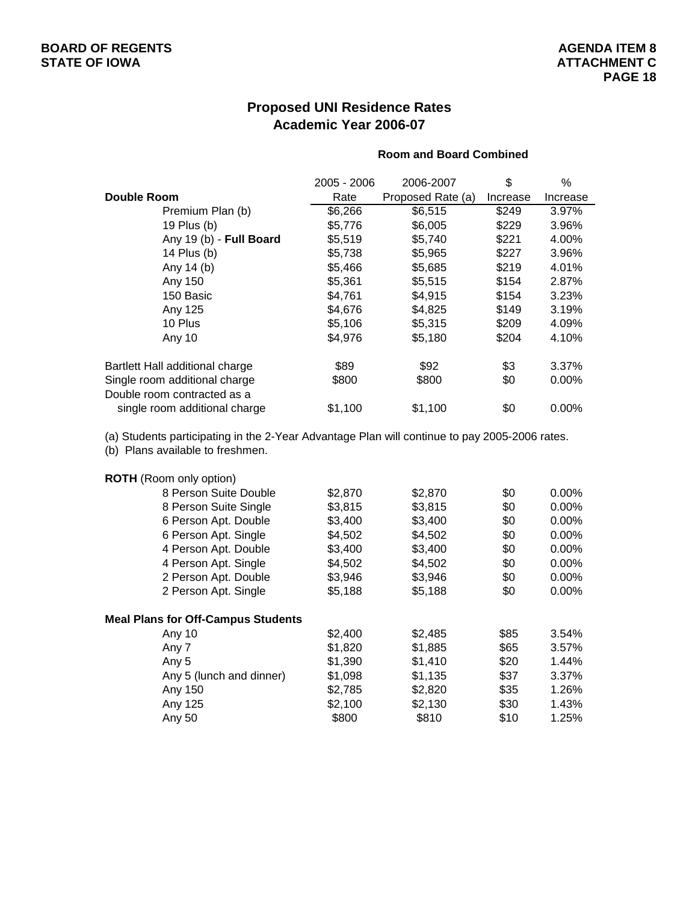## Proposed UNI Residence Rates
## Academic Year 2006-07

**Room and Board Combined**

| Double Room | 2005 - 2006 Rate | 2006-2007 Proposed Rate (a) | $ Increase | % Increase |
|---|---|---|---|---|
| Premium Plan (b) | $6,266 | $6,515 | $249 | 3.97% |
| 19 Plus (b) | $5,776 | $6,005 | $229 | 3.96% |
| Any 19 (b) - **Full Board** | $5,519 | $5,740 | $221 | 4.00% |
| 14 Plus (b) | $5,738 | $5,965 | $227 | 3.96% |
| Any 14 (b) | $5,466 | $5,685 | $219 | 4.01% |
| Any 150 | $5,361 | $5,515 | $154 | 2.87% |
| 150 Basic | $4,761 | $4,915 | $154 | 3.23% |
| Any 125 | $4,676 | $4,825 | $149 | 3.19% |
| 10 Plus | $5,106 | $5,315 | $209 | 4.09% |
| Any 10 | $4,976 | $5,180 | $204 | 4.10% |
| Bartlett Hall additional charge | $89 | $92 | $3 | 3.37% |
| Single room additional charge | $800 | $800 | $0 | 0.00% |
| Double room contracted as a single room additional charge | $1,100 | $1,100 | $0 | 0.00% |

(a) Students participating in the 2-Year Advantage Plan will continue to pay 2005-2006 rates.
(b) Plans available to freshmen.

| **ROTH** (Room only option) | 2005 - 2006 Rate | 2006-2007 Proposed Rate (a) | $ Increase | % Increase |
|---|---|---|---|---|
| 8 Person Suite Double | $2,870 | $2,870 | $0 | 0.00% |
| 8 Person Suite Single | $3,815 | $3,815 | $0 | 0.00% |
| 6 Person Apt. Double | $3,400 | $3,400 | $0 | 0.00% |
| 6 Person Apt. Single | $4,502 | $4,502 | $0 | 0.00% |
| 4 Person Apt. Double | $3,400 | $3,400 | $0 | 0.00% |
| 4 Person Apt. Single | $4,502 | $4,502 | $0 | 0.00% |
| 2 Person Apt. Double | $3,946 | $3,946 | $0 | 0.00% |
| 2 Person Apt. Single | $5,188 | $5,188 | $0 | 0.00% |

| **Meal Plans for Off-Campus Students** | 2005 - 2006 Rate | 2006-2007 Proposed Rate (a) | $ Increase | % Increase |
|---|---|---|---|---|
| Any 10 | $2,400 | $2,485 | $85 | 3.54% |
| Any 7 | $1,820 | $1,885 | $65 | 3.57% |
| Any 5 | $1,390 | $1,410 | $20 | 1.44% |
| Any 5 (lunch and dinner) | $1,098 | $1,135 | $37 | 3.37% |
| Any 150 | $2,785 | $2,820 | $35 | 1.26% |
| Any 125 | $2,100 | $2,130 | $30 | 1.43% |
| Any 50 | $800 | $810 | $10 | 1.25% |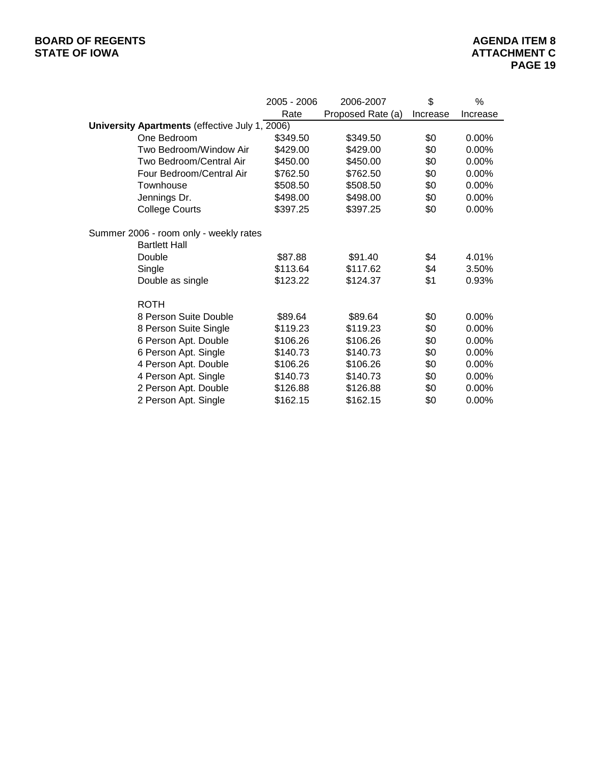**BOARD OF REGENTS**
**STATE OF IOWA**

**AGENDA ITEM 8**
**ATTACHMENT C**

| | 2005 - 2006 Rate | 2006-2007 Proposed Rate (a) | $ Increase | % Increase |
|---|---|---|---|---|
| **University Apartments** (effective July 1, 2006) | | | | |
| One Bedroom | $349.50 | $349.50 | $0 | 0.00% |
| Two Bedroom/Window Air | $429.00 | $429.00 | $0 | 0.00% |
| Two Bedroom/Central Air | $450.00 | $450.00 | $0 | 0.00% |
| Four Bedroom/Central Air | $762.50 | $762.50 | $0 | 0.00% |
| Townhouse | $508.50 | $508.50 | $0 | 0.00% |
| Jennings Dr. | $498.00 | $498.00 | $0 | 0.00% |
| College Courts | $397.25 | $397.25 | $0 | 0.00% |
| | | | | |
| Summer 2006 - room only - weekly rates | | | | |
| Bartlett Hall | | | | |
| Double | $87.88 | $91.40 | $4 | 4.01% |
| Single | $113.64 | $117.62 | $4 | 3.50% |
| Double as single | $123.22 | $124.37 | $1 | 0.93% |
| | | | | |
| ROTH | | | | |
| 8 Person Suite Double | $89.64 | $89.64 | $0 | 0.00% |
| 8 Person Suite Single | $119.23 | $119.23 | $0 | 0.00% |
| 6 Person Apt. Double | $106.26 | $106.26 | $0 | 0.00% |
| 6 Person Apt. Single | $140.73 | $140.73 | $0 | 0.00% |
| 4 Person Apt. Double | $106.26 | $106.26 | $0 | 0.00% |
| 4 Person Apt. Single | $140.73 | $140.73 | $0 | 0.00% |
| 2 Person Apt. Double | $126.88 | $126.88 | $0 | 0.00% |
| 2 Person Apt. Single | $162.15 | $162.15 | $0 | 0.00% |